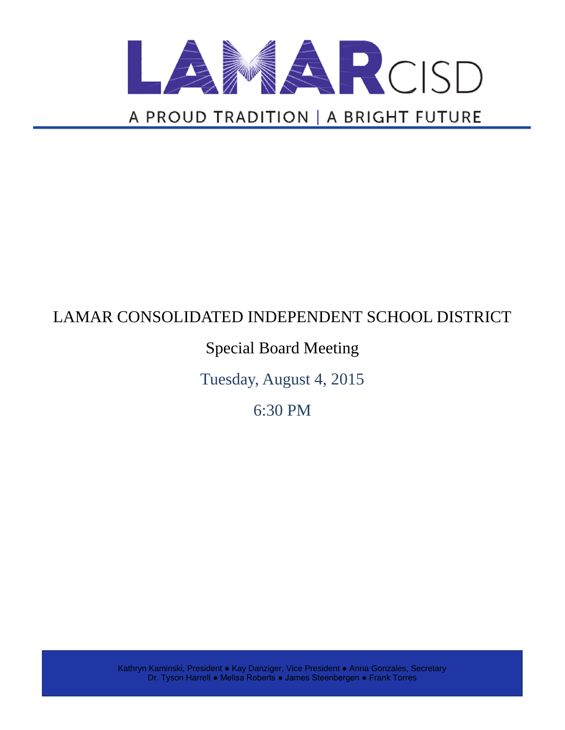LAMAR CISD

A PROUD TRADITION | A BRIGHT FUTURE

# LAMAR CONSOLIDATED INDEPENDENT SCHOOL DISTRICT

## Special Board Meeting

Tuesday, August 4, 2015

6:30 PM

Kathryn Kaminski, President ● Kay Danziger, Vice President ● Anna Gonzales, Secretary
Dr. Tyson Harrell ● Melisa Roberts ● James Steenbergen ● Frank Torres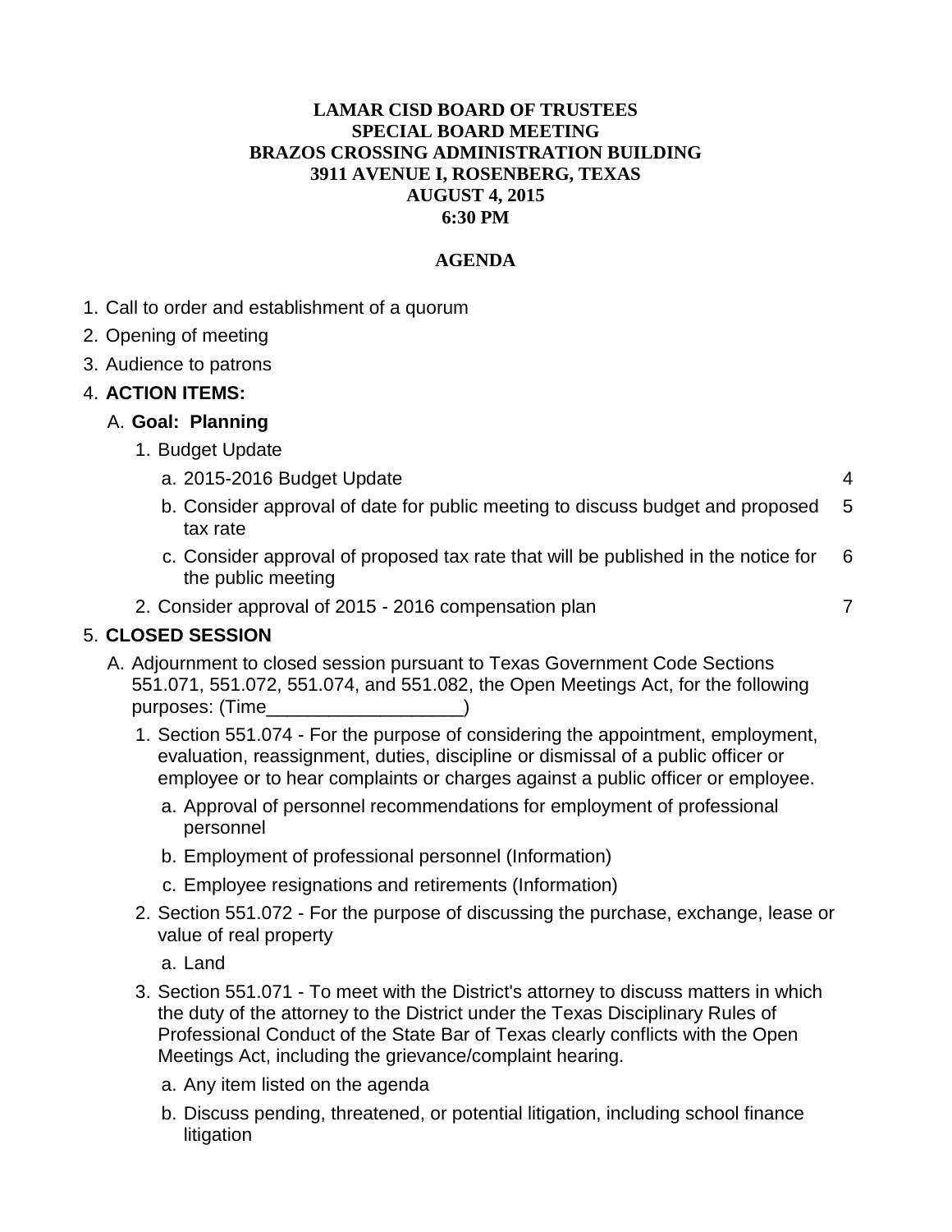**LAMAR CISD BOARD OF TRUSTEES**
**SPECIAL BOARD MEETING**
**BRAZOS CROSSING ADMINISTRATION BUILDING**
**3911 AVENUE I, ROSENBERG, TEXAS**
**AUGUST 4, 2015**
**6:30 PM**

**AGENDA**

1. Call to order and establishment of a quorum
2. Opening of meeting
3. Audience to patrons
4. **ACTION ITEMS:**
   A. **Goal: Planning**
      1. Budget Update
         a. 2015-2016 Budget Update — 4
         b. Consider approval of date for public meeting to discuss budget and proposed tax rate — 5
         c. Consider approval of proposed tax rate that will be published in the notice for the public meeting — 6
      2. Consider approval of 2015 - 2016 compensation plan — 7
5. **CLOSED SESSION**
   A. Adjournment to closed session pursuant to Texas Government Code Sections 551.071, 551.072, 551.074, and 551.082, the Open Meetings Act, for the following purposes: (Time___________________)
      1. Section 551.074 - For the purpose of considering the appointment, employment, evaluation, reassignment, duties, discipline or dismissal of a public officer or employee or to hear complaints or charges against a public officer or employee.
         a. Approval of personnel recommendations for employment of professional personnel
         b. Employment of professional personnel (Information)
         c. Employee resignations and retirements (Information)
      2. Section 551.072 - For the purpose of discussing the purchase, exchange, lease or value of real property
         a. Land
      3. Section 551.071 - To meet with the District's attorney to discuss matters in which the duty of the attorney to the District under the Texas Disciplinary Rules of Professional Conduct of the State Bar of Texas clearly conflicts with the Open Meetings Act, including the grievance/complaint hearing.
         a. Any item listed on the agenda
         b. Discuss pending, threatened, or potential litigation, including school finance litigation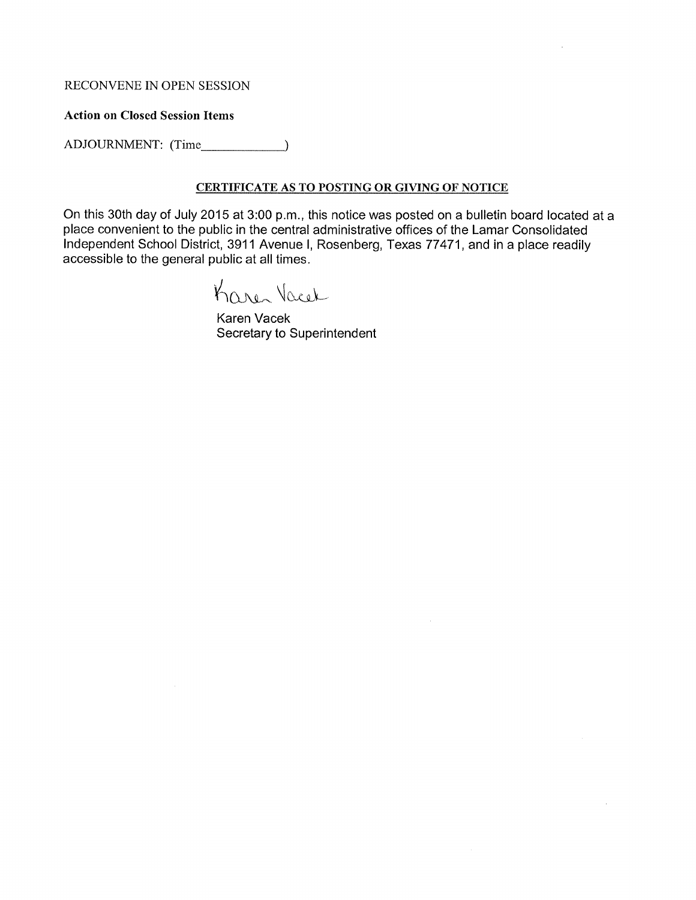RECONVENE IN OPEN SESSION

**Action on Closed Session Items**

ADJOURNMENT: (Time\_\_\_\_\_\_\_\_\_\_\_\_\_\_)

**CERTIFICATE AS TO POSTING OR GIVING OF NOTICE**

On this 30th day of July 2015 at 3:00 p.m., this notice was posted on a bulletin board located at a place convenient to the public in the central administrative offices of the Lamar Consolidated Independent School District, 3911 Avenue I, Rosenberg, Texas 77471, and in a place readily accessible to the general public at all times.

Karen Vacek

Karen Vacek
Secretary to Superintendent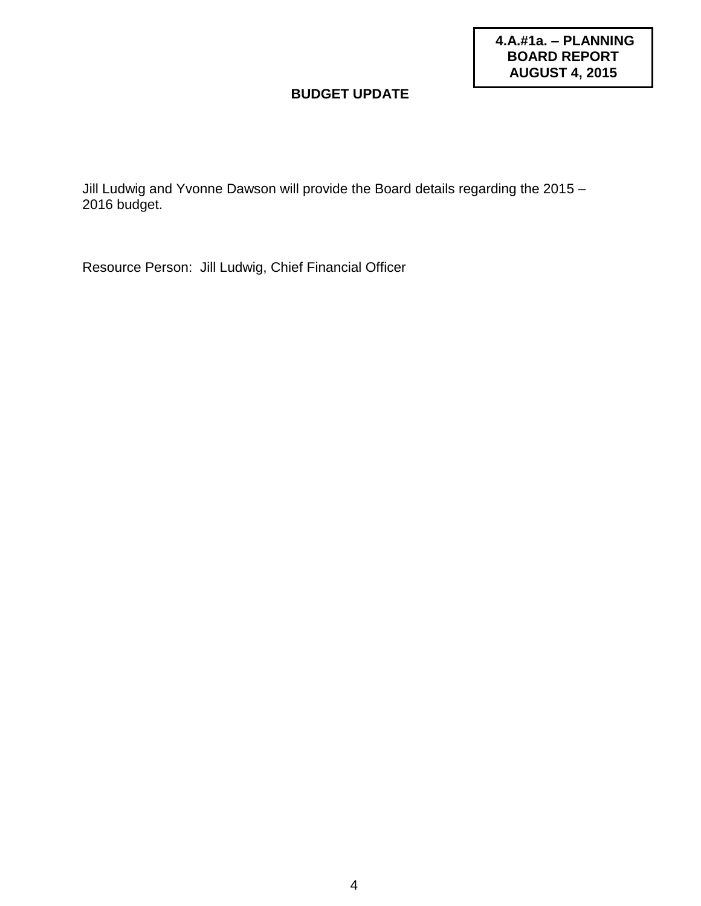**4.A.#1a. – PLANNING BOARD REPORT AUGUST 4, 2015**

# BUDGET UPDATE

Jill Ludwig and Yvonne Dawson will provide the Board details regarding the 2015 – 2016 budget.

Resource Person: Jill Ludwig, Chief Financial Officer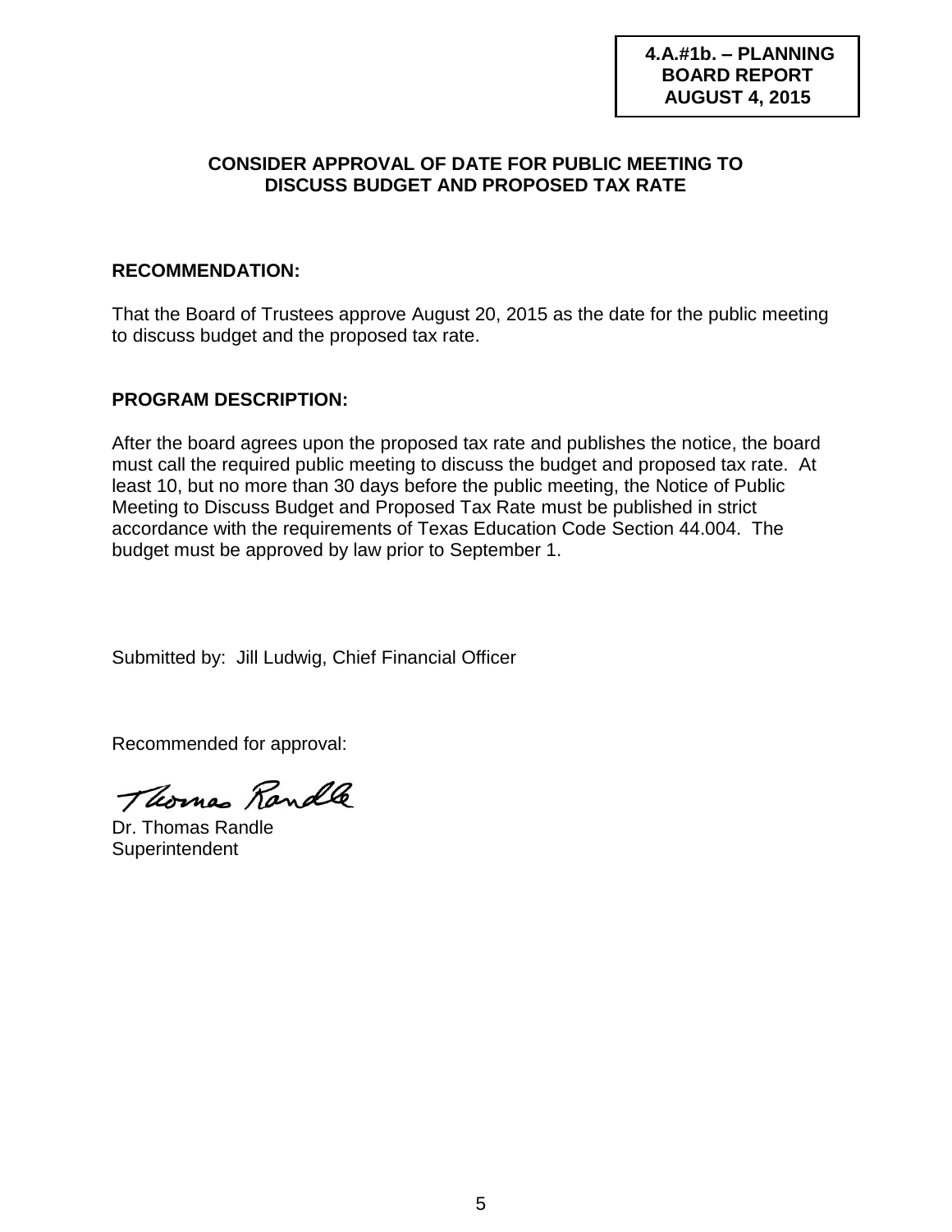**4.A.#1b. – PLANNING BOARD REPORT AUGUST 4, 2015**

## CONSIDER APPROVAL OF DATE FOR PUBLIC MEETING TO DISCUSS BUDGET AND PROPOSED TAX RATE

**RECOMMENDATION:**

That the Board of Trustees approve August 20, 2015 as the date for the public meeting to discuss budget and the proposed tax rate.

**PROGRAM DESCRIPTION:**

After the board agrees upon the proposed tax rate and publishes the notice, the board must call the required public meeting to discuss the budget and proposed tax rate. At least 10, but no more than 30 days before the public meeting, the Notice of Public Meeting to Discuss Budget and Proposed Tax Rate must be published in strict accordance with the requirements of Texas Education Code Section 44.004. The budget must be approved by law prior to September 1.

Submitted by: Jill Ludwig, Chief Financial Officer

Recommended for approval:

Thomas Randle

Dr. Thomas Randle
Superintendent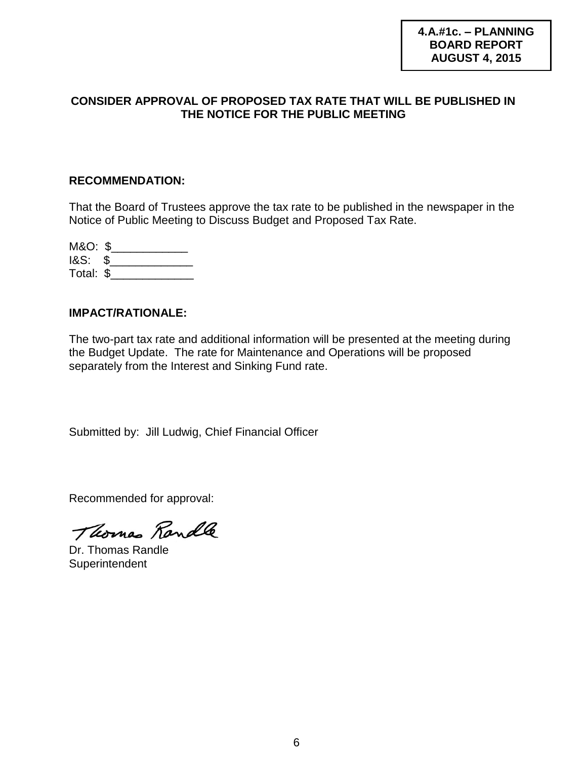**4.A.#1c. – PLANNING BOARD REPORT AUGUST 4, 2015**

## CONSIDER APPROVAL OF PROPOSED TAX RATE THAT WILL BE PUBLISHED IN THE NOTICE FOR THE PUBLIC MEETING

### RECOMMENDATION:

That the Board of Trustees approve the tax rate to be published in the newspaper in the Notice of Public Meeting to Discuss Budget and Proposed Tax Rate.

M&O: $____________
I&S: $_____________
Total: $_____________

### IMPACT/RATIONALE:

The two-part tax rate and additional information will be presented at the meeting during the Budget Update. The rate for Maintenance and Operations will be proposed separately from the Interest and Sinking Fund rate.

Submitted by: Jill Ludwig, Chief Financial Officer

Recommended for approval:

Thomas Randle

Dr. Thomas Randle
Superintendent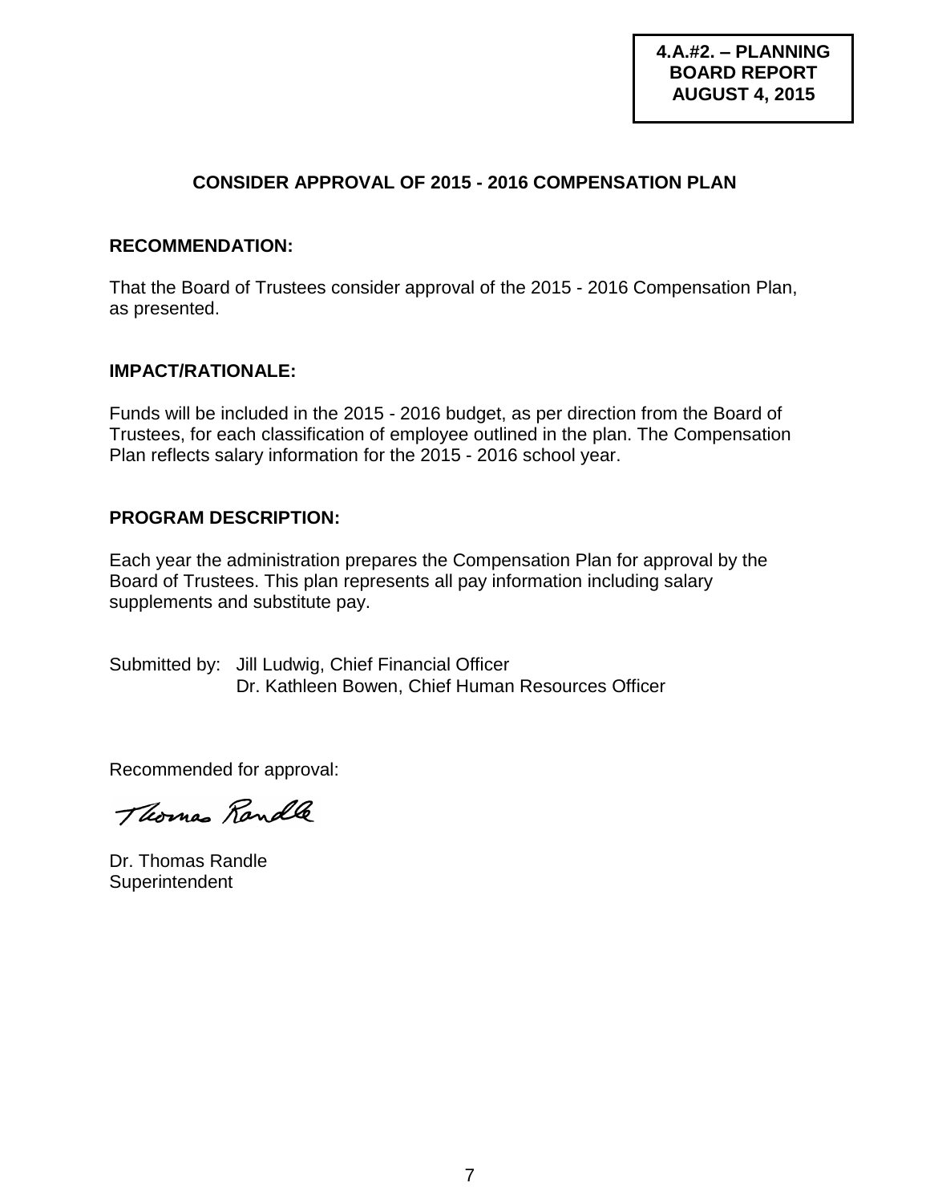**4.A.#2. – PLANNING BOARD REPORT AUGUST 4, 2015**

## CONSIDER APPROVAL OF 2015 - 2016 COMPENSATION PLAN

### RECOMMENDATION:

That the Board of Trustees consider approval of the 2015 - 2016 Compensation Plan, as presented.

### IMPACT/RATIONALE:

Funds will be included in the 2015 - 2016 budget, as per direction from the Board of Trustees, for each classification of employee outlined in the plan. The Compensation Plan reflects salary information for the 2015 - 2016 school year.

### PROGRAM DESCRIPTION:

Each year the administration prepares the Compensation Plan for approval by the Board of Trustees. This plan represents all pay information including salary supplements and substitute pay.

Submitted by: Jill Ludwig, Chief Financial Officer
Dr. Kathleen Bowen, Chief Human Resources Officer

Recommended for approval:

Thomas Randle

Dr. Thomas Randle
Superintendent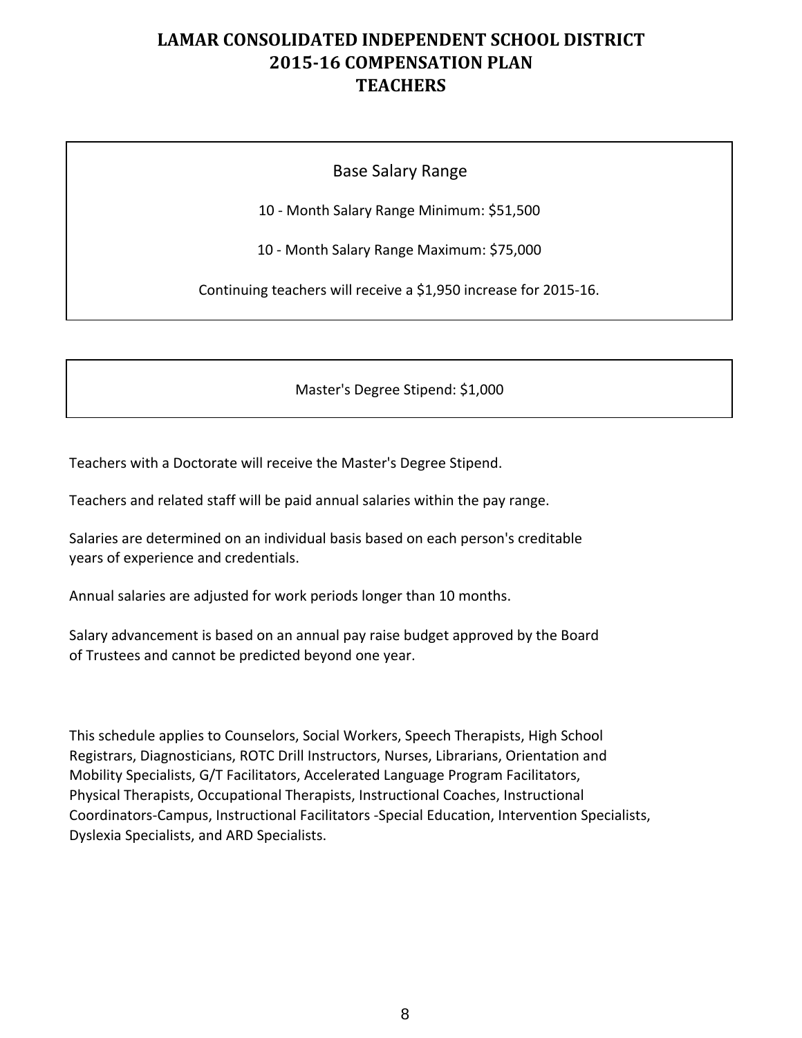# LAMAR CONSOLIDATED INDEPENDENT SCHOOL DISTRICT
## 2015-16 COMPENSATION PLAN
## TEACHERS

Base Salary Range

10 - Month Salary Range Minimum: $51,500

10 - Month Salary Range Maximum: $75,000

Continuing teachers will receive a $1,950 increase for 2015-16.

Master's Degree Stipend: $1,000

Teachers with a Doctorate will receive the Master's Degree Stipend.

Teachers and related staff will be paid annual salaries within the pay range.

Salaries are determined on an individual basis based on each person's creditable years of experience and credentials.

Annual salaries are adjusted for work periods longer than 10 months.

Salary advancement is based on an annual pay raise budget approved by the Board of Trustees and cannot be predicted beyond one year.

This schedule applies to Counselors, Social Workers, Speech Therapists, High School Registrars, Diagnosticians, ROTC Drill Instructors, Nurses, Librarians, Orientation and Mobility Specialists, G/T Facilitators, Accelerated Language Program Facilitators, Physical Therapists, Occupational Therapists, Instructional Coaches, Instructional Coordinators-Campus, Instructional Facilitators -Special Education, Intervention Specialists, Dyslexia Specialists, and ARD Specialists.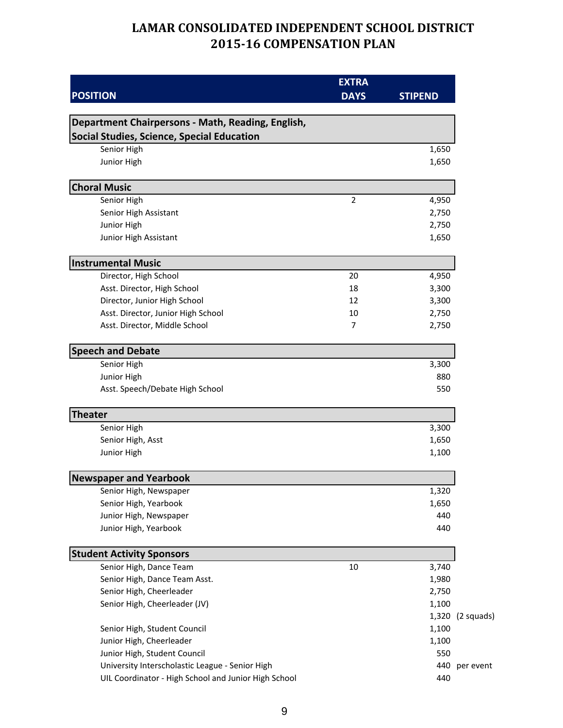# LAMAR CONSOLIDATED INDEPENDENT SCHOOL DISTRICT
# 2015-16 COMPENSATION PLAN

| POSITION | EXTRA DAYS | STIPEND | |
|---|---|---|---|
| **Department Chairpersons - Math, Reading, English, Social Studies, Science, Special Education** | | | |
| Senior High | | 1,650 | |
| Junior High | | 1,650 | |
| **Choral Music** | | | |
| Senior High | 2 | 4,950 | |
| Senior High Assistant | | 2,750 | |
| Junior High | | 2,750 | |
| Junior High Assistant | | 1,650 | |
| **Instrumental Music** | | | |
| Director, High School | 20 | 4,950 | |
| Asst. Director, High School | 18 | 3,300 | |
| Director, Junior High School | 12 | 3,300 | |
| Asst. Director, Junior High School | 10 | 2,750 | |
| Asst. Director, Middle School | 7 | 2,750 | |
| **Speech and Debate** | | | |
| Senior High | | 3,300 | |
| Junior High | | 880 | |
| Asst. Speech/Debate High School | | 550 | |
| **Theater** | | | |
| Senior High | | 3,300 | |
| Senior High, Asst | | 1,650 | |
| Junior High | | 1,100 | |
| **Newspaper and Yearbook** | | | |
| Senior High, Newspaper | | 1,320 | |
| Senior High, Yearbook | | 1,650 | |
| Junior High, Newspaper | | 440 | |
| Junior High, Yearbook | | 440 | |
| **Student Activity Sponsors** | | | |
| Senior High, Dance Team | 10 | 3,740 | |
| Senior High, Dance Team Asst. | | 1,980 | |
| Senior High, Cheerleader | | 2,750 | |
| Senior High, Cheerleader (JV) | | 1,100 | |
| | | 1,320 | (2 squads) |
| Senior High, Student Council | | 1,100 | |
| Junior High, Cheerleader | | 1,100 | |
| Junior High, Student Council | | 550 | |
| University Interscholastic League - Senior High | | 440 | per event |
| UIL Coordinator - High School and Junior High School | | 440 | |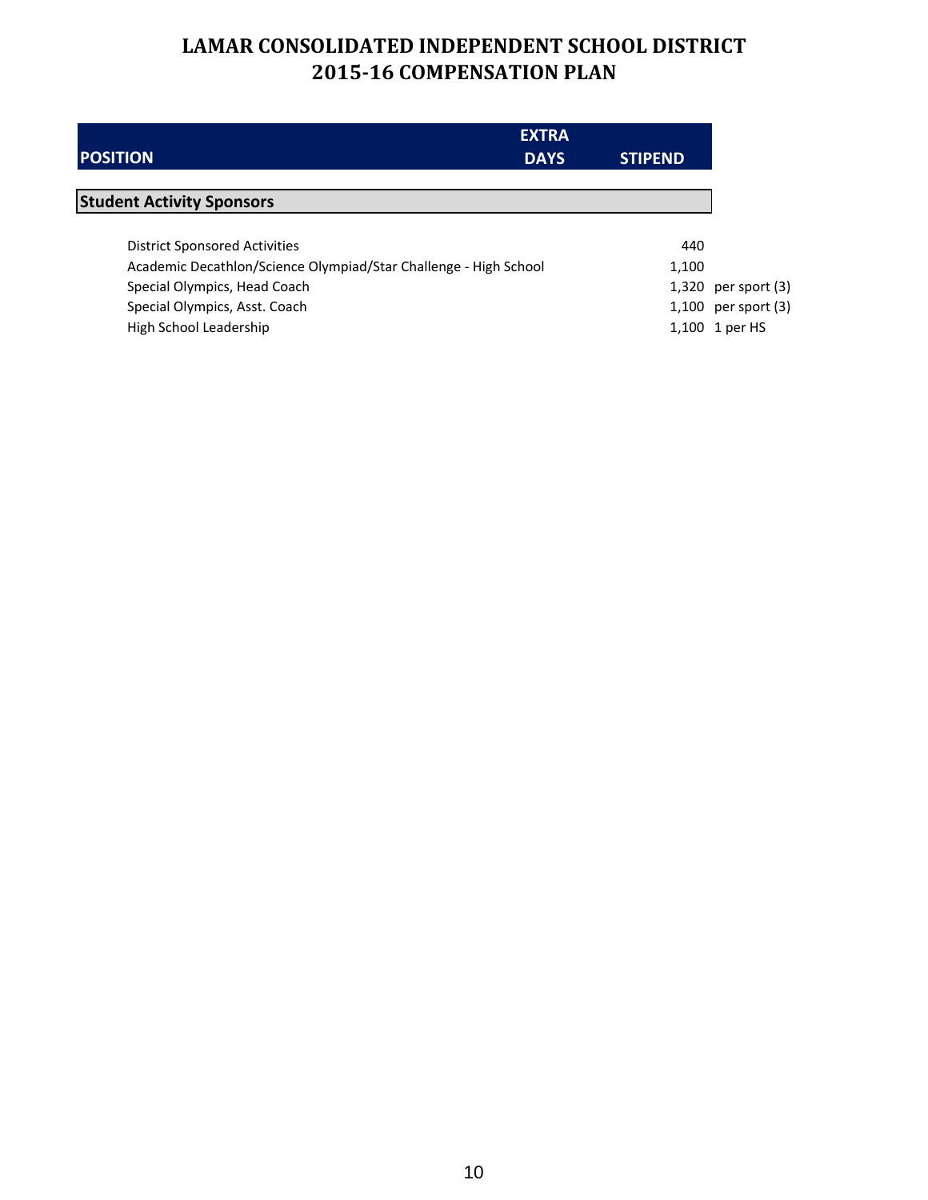# LAMAR CONSOLIDATED INDEPENDENT SCHOOL DISTRICT
# 2015-16 COMPENSATION PLAN

| POSITION | EXTRA DAYS | STIPEND | |
|---|---|---|---|
| **Student Activity Sponsors** | | | |
| District Sponsored Activities | | 440 | |
| Academic Decathlon/Science Olympiad/Star Challenge - High School | | 1,100 | |
| Special Olympics, Head Coach | | 1,320 | per sport (3) |
| Special Olympics, Asst. Coach | | 1,100 | per sport (3) |
| High School Leadership | | 1,100 | 1 per HS |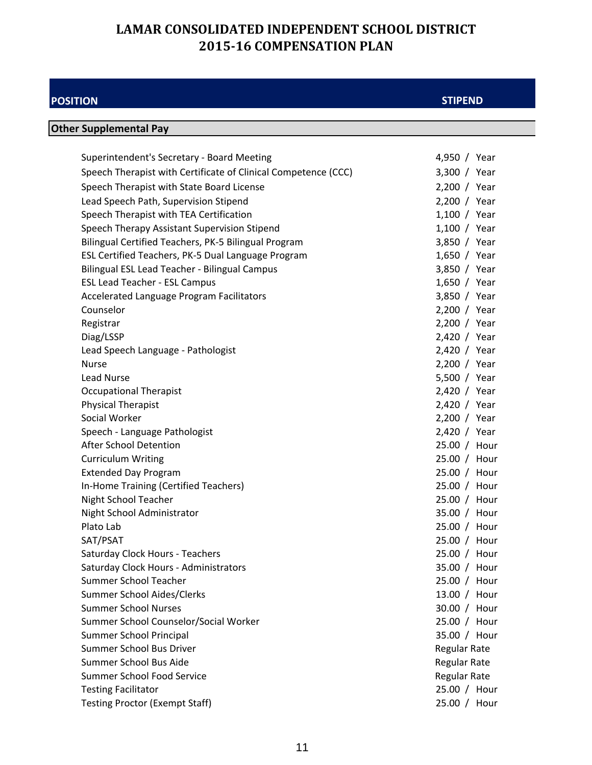# LAMAR CONSOLIDATED INDEPENDENT SCHOOL DISTRICT
# 2015-16 COMPENSATION PLAN

| POSITION | STIPEND |
|---|---|
| **Other Supplemental Pay** | |
| Superintendent's Secretary - Board Meeting | 4,950 / Year |
| Speech Therapist with Certificate of Clinical Competence (CCC) | 3,300 / Year |
| Speech Therapist with State Board License | 2,200 / Year |
| Lead Speech Path, Supervision Stipend | 2,200 / Year |
| Speech Therapist with TEA Certification | 1,100 / Year |
| Speech Therapy Assistant Supervision Stipend | 1,100 / Year |
| Bilingual Certified Teachers, PK-5 Bilingual Program | 3,850 / Year |
| ESL Certified Teachers, PK-5 Dual Language Program | 1,650 / Year |
| Bilingual ESL Lead Teacher - Bilingual Campus | 3,850 / Year |
| ESL Lead Teacher - ESL Campus | 1,650 / Year |
| Accelerated Language Program Facilitators | 3,850 / Year |
| Counselor | 2,200 / Year |
| Registrar | 2,200 / Year |
| Diag/LSSP | 2,420 / Year |
| Lead Speech Language - Pathologist | 2,420 / Year |
| Nurse | 2,200 / Year |
| Lead Nurse | 5,500 / Year |
| Occupational Therapist | 2,420 / Year |
| Physical Therapist | 2,420 / Year |
| Social Worker | 2,200 / Year |
| Speech - Language Pathologist | 2,420 / Year |
| After School Detention | 25.00 / Hour |
| Curriculum Writing | 25.00 / Hour |
| Extended Day Program | 25.00 / Hour |
| In-Home Training (Certified Teachers) | 25.00 / Hour |
| Night School Teacher | 25.00 / Hour |
| Night School Administrator | 35.00 / Hour |
| Plato Lab | 25.00 / Hour |
| SAT/PSAT | 25.00 / Hour |
| Saturday Clock Hours - Teachers | 25.00 / Hour |
| Saturday Clock Hours - Administrators | 35.00 / Hour |
| Summer School Teacher | 25.00 / Hour |
| Summer School Aides/Clerks | 13.00 / Hour |
| Summer School Nurses | 30.00 / Hour |
| Summer School Counselor/Social Worker | 25.00 / Hour |
| Summer School Principal | 35.00 / Hour |
| Summer School Bus Driver | Regular Rate |
| Summer School Bus Aide | Regular Rate |
| Summer School Food Service | Regular Rate |
| Testing Facilitator | 25.00 / Hour |
| Testing Proctor (Exempt Staff) | 25.00 / Hour |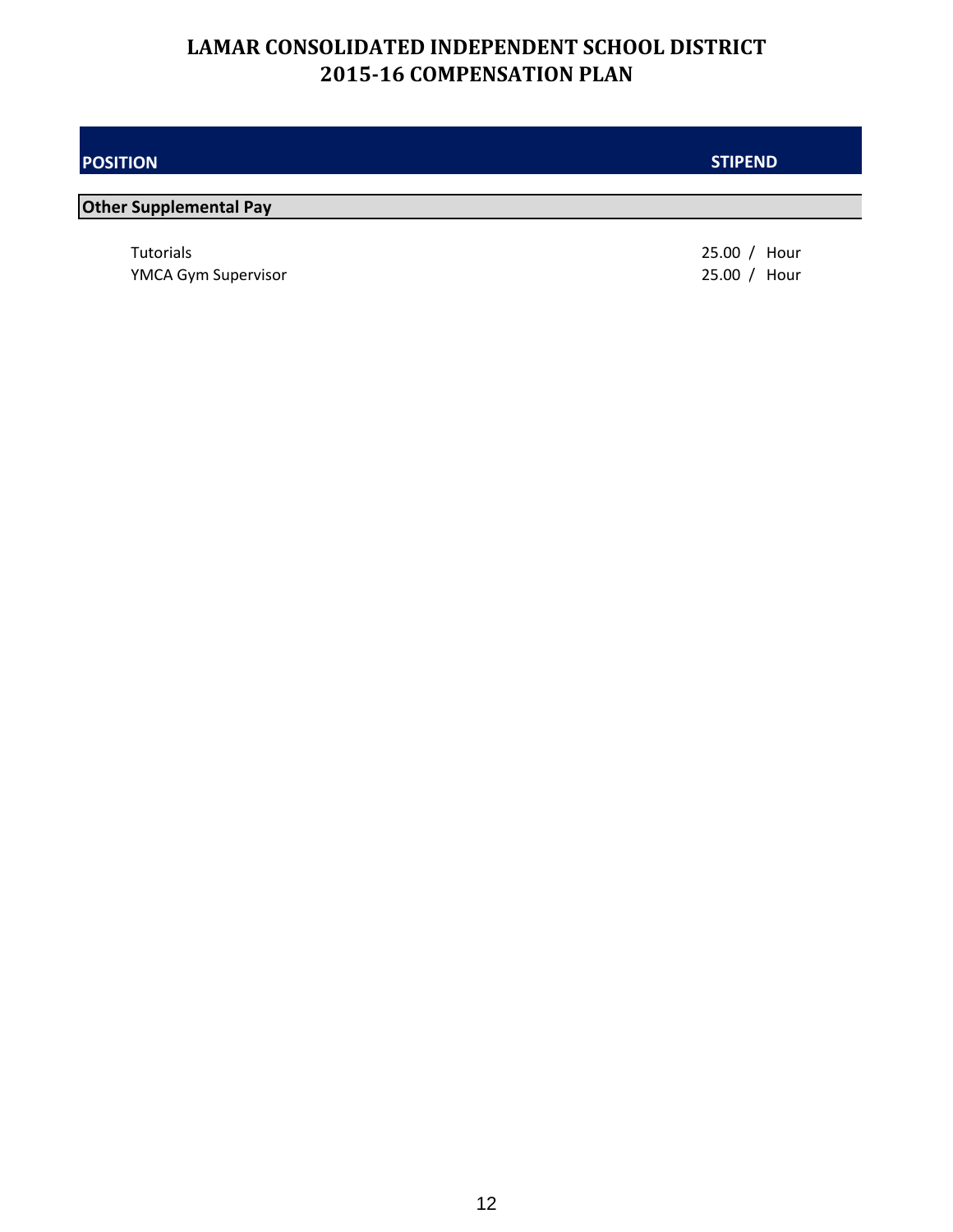# LAMAR CONSOLIDATED INDEPENDENT SCHOOL DISTRICT
# 2015-16 COMPENSATION PLAN

| POSITION | STIPEND |
|---|---|
| **Other Supplemental Pay** | |
| Tutorials | 25.00 / Hour |
| YMCA Gym Supervisor | 25.00 / Hour |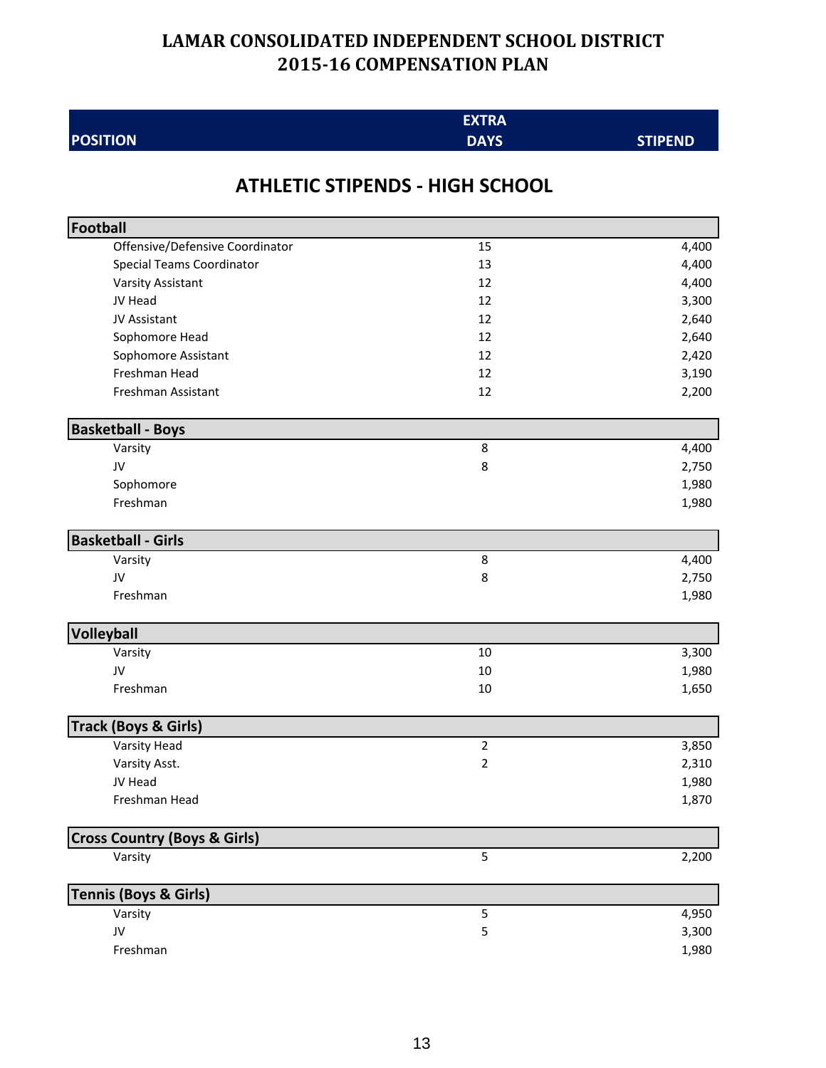# LAMAR CONSOLIDATED INDEPENDENT SCHOOL DISTRICT
# 2015-16 COMPENSATION PLAN

## ATHLETIC STIPENDS - HIGH SCHOOL

| POSITION | EXTRA DAYS | STIPEND |
|---|---|---|
| **Football** | | |
| Offensive/Defensive Coordinator | 15 | 4,400 |
| Special Teams Coordinator | 13 | 4,400 |
| Varsity Assistant | 12 | 4,400 |
| JV Head | 12 | 3,300 |
| JV Assistant | 12 | 2,640 |
| Sophomore Head | 12 | 2,640 |
| Sophomore Assistant | 12 | 2,420 |
| Freshman Head | 12 | 3,190 |
| Freshman Assistant | 12 | 2,200 |
| **Basketball - Boys** | | |
| Varsity | 8 | 4,400 |
| JV | 8 | 2,750 |
| Sophomore | | 1,980 |
| Freshman | | 1,980 |
| **Basketball - Girls** | | |
| Varsity | 8 | 4,400 |
| JV | 8 | 2,750 |
| Freshman | | 1,980 |
| **Volleyball** | | |
| Varsity | 10 | 3,300 |
| JV | 10 | 1,980 |
| Freshman | 10 | 1,650 |
| **Track (Boys & Girls)** | | |
| Varsity Head | 2 | 3,850 |
| Varsity Asst. | 2 | 2,310 |
| JV Head | | 1,980 |
| Freshman Head | | 1,870 |
| **Cross Country (Boys & Girls)** | | |
| Varsity | 5 | 2,200 |
| **Tennis (Boys & Girls)** | | |
| Varsity | 5 | 4,950 |
| JV | 5 | 3,300 |
| Freshman | | 1,980 |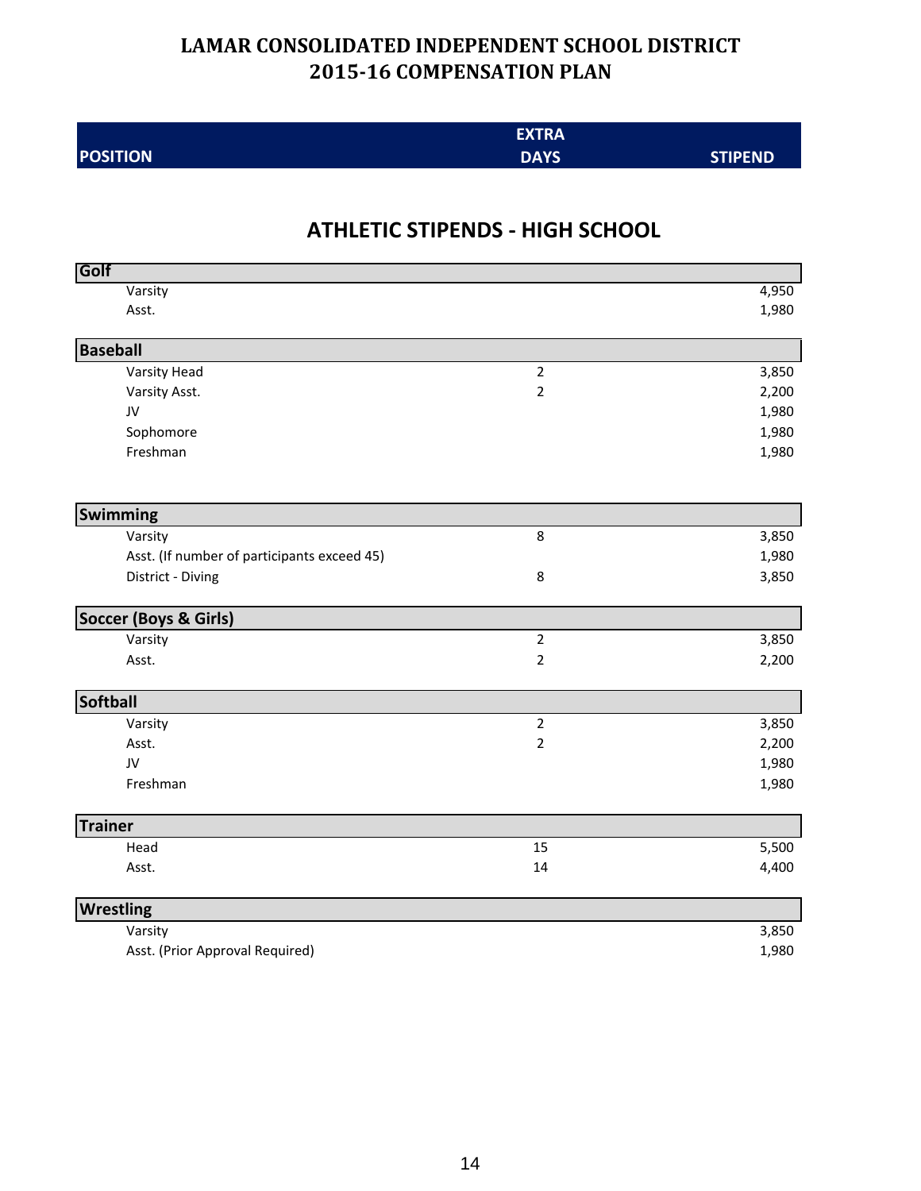# LAMAR CONSOLIDATED INDEPENDENT SCHOOL DISTRICT
# 2015-16 COMPENSATION PLAN

## ATHLETIC STIPENDS - HIGH SCHOOL

| POSITION | EXTRA DAYS | STIPEND |
|---|---|---|
| **Golf** | | |
| Varsity | | 4,950 |
| Asst. | | 1,980 |
| **Baseball** | | |
| Varsity Head | 2 | 3,850 |
| Varsity Asst. | 2 | 2,200 |
| JV | | 1,980 |
| Sophomore | | 1,980 |
| Freshman | | 1,980 |
| **Swimming** | | |
| Varsity | 8 | 3,850 |
| Asst. (If number of participants exceed 45) | | 1,980 |
| District - Diving | 8 | 3,850 |
| **Soccer (Boys & Girls)** | | |
| Varsity | 2 | 3,850 |
| Asst. | 2 | 2,200 |
| **Softball** | | |
| Varsity | 2 | 3,850 |
| Asst. | 2 | 2,200 |
| JV | | 1,980 |
| Freshman | | 1,980 |
| **Trainer** | | |
| Head | 15 | 5,500 |
| Asst. | 14 | 4,400 |
| **Wrestling** | | |
| Varsity | | 3,850 |
| Asst. (Prior Approval Required) | | 1,980 |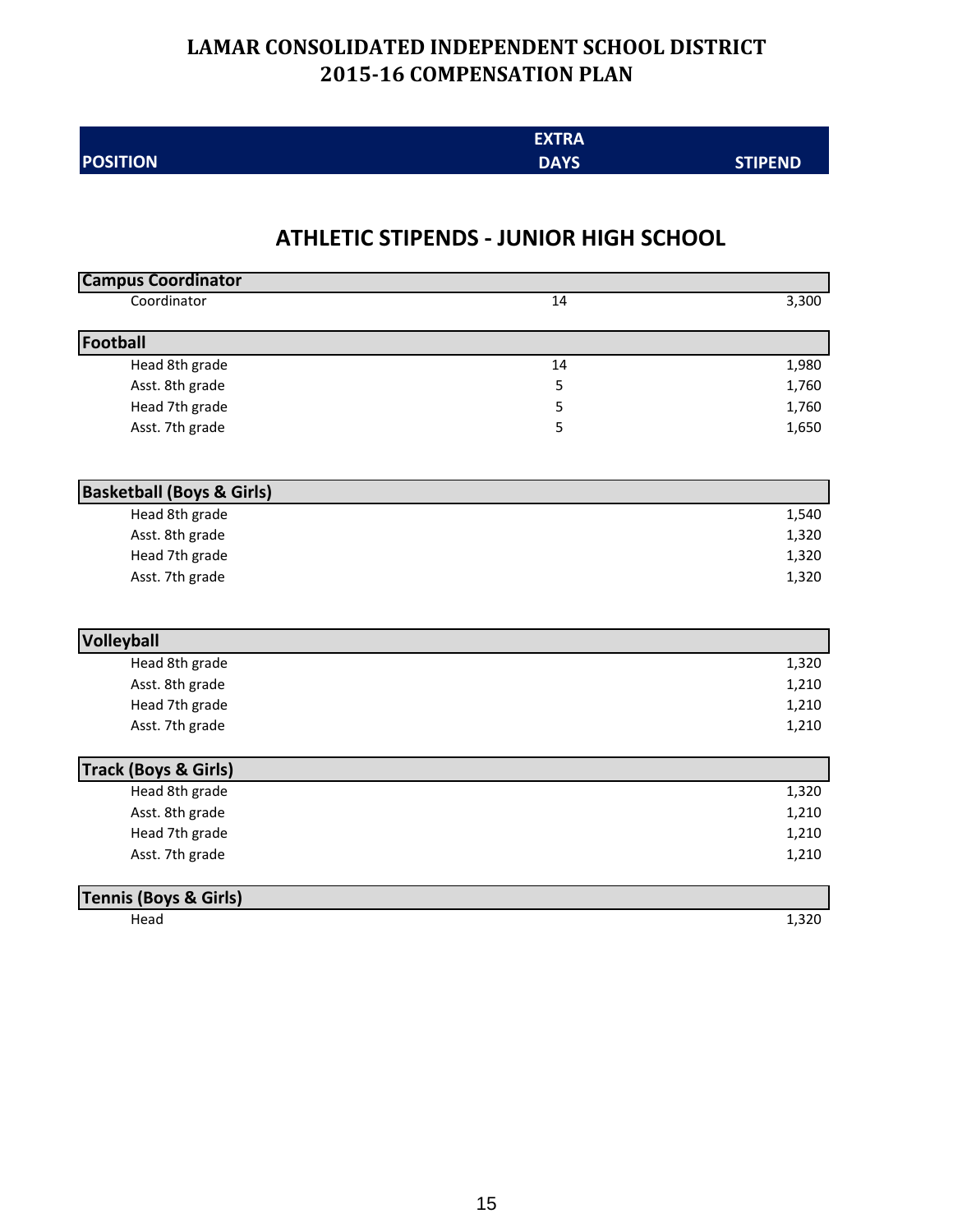# LAMAR CONSOLIDATED INDEPENDENT SCHOOL DISTRICT
# 2015-16 COMPENSATION PLAN

## ATHLETIC STIPENDS - JUNIOR HIGH SCHOOL

| POSITION | EXTRA DAYS | STIPEND |
|---|---|---|
| **Campus Coordinator** | | |
| Coordinator | 14 | 3,300 |
| **Football** | | |
| Head 8th grade | 14 | 1,980 |
| Asst. 8th grade | 5 | 1,760 |
| Head 7th grade | 5 | 1,760 |
| Asst. 7th grade | 5 | 1,650 |
| **Basketball (Boys & Girls)** | | |
| Head 8th grade | | 1,540 |
| Asst. 8th grade | | 1,320 |
| Head 7th grade | | 1,320 |
| Asst. 7th grade | | 1,320 |
| **Volleyball** | | |
| Head 8th grade | | 1,320 |
| Asst. 8th grade | | 1,210 |
| Head 7th grade | | 1,210 |
| Asst. 7th grade | | 1,210 |
| **Track (Boys & Girls)** | | |
| Head 8th grade | | 1,320 |
| Asst. 8th grade | | 1,210 |
| Head 7th grade | | 1,210 |
| Asst. 7th grade | | 1,210 |
| **Tennis (Boys & Girls)** | | |
| Head | | 1,320 |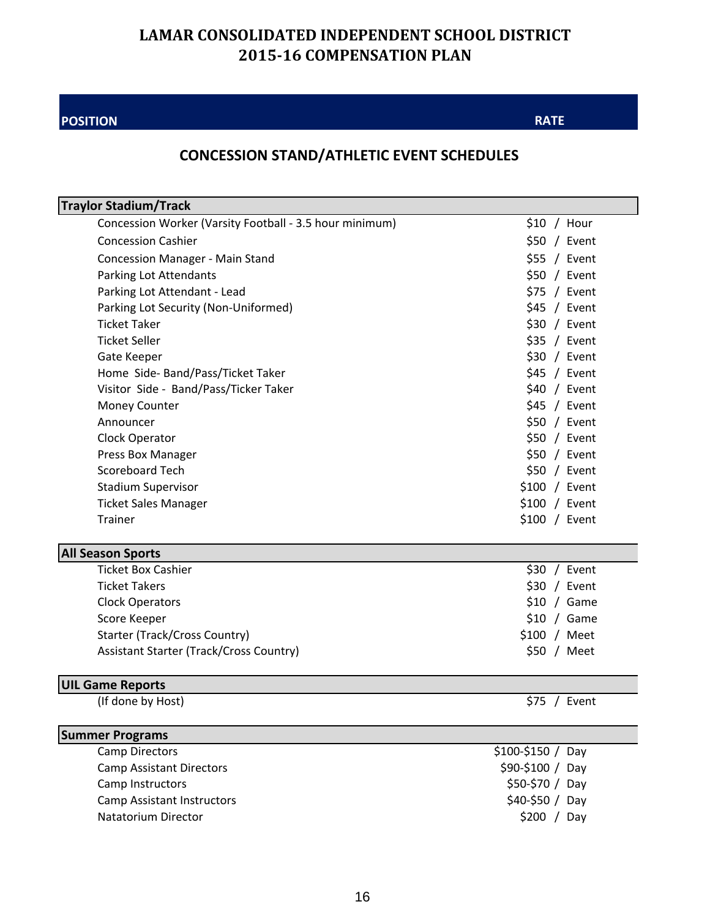# LAMAR CONSOLIDATED INDEPENDENT SCHOOL DISTRICT
# 2015-16 COMPENSATION PLAN

| POSITION | RATE |
|---|---|

## CONCESSION STAND/ATHLETIC EVENT SCHEDULES

| Traylor Stadium/Track | |
|---|---|
| Concession Worker (Varsity Football - 3.5 hour minimum) | $10 / Hour |
| Concession Cashier | $50 / Event |
| Concession Manager - Main Stand | $55 / Event |
| Parking Lot Attendants | $50 / Event |
| Parking Lot Attendant - Lead | $75 / Event |
| Parking Lot Security (Non-Uniformed) | $45 / Event |
| Ticket Taker | $30 / Event |
| Ticket Seller | $35 / Event |
| Gate Keeper | $30 / Event |
| Home Side- Band/Pass/Ticket Taker | $45 / Event |
| Visitor Side - Band/Pass/Ticker Taker | $40 / Event |
| Money Counter | $45 / Event |
| Announcer | $50 / Event |
| Clock Operator | $50 / Event |
| Press Box Manager | $50 / Event |
| Scoreboard Tech | $50 / Event |
| Stadium Supervisor | $100 / Event |
| Ticket Sales Manager | $100 / Event |
| Trainer | $100 / Event |

| All Season Sports | |
|---|---|
| Ticket Box Cashier | $30 / Event |
| Ticket Takers | $30 / Event |
| Clock Operators | $10 / Game |
| Score Keeper | $10 / Game |
| Starter (Track/Cross Country) | $100 / Meet |
| Assistant Starter (Track/Cross Country) | $50 / Meet |

| UIL Game Reports | |
|---|---|
| (If done by Host) | $75 / Event |

| Summer Programs | |
|---|---|
| Camp Directors | $100-$150 / Day |
| Camp Assistant Directors | $90-$100 / Day |
| Camp Instructors | $50-$70 / Day |
| Camp Assistant Instructors | $40-$50 / Day |
| Natatorium Director | $200 / Day |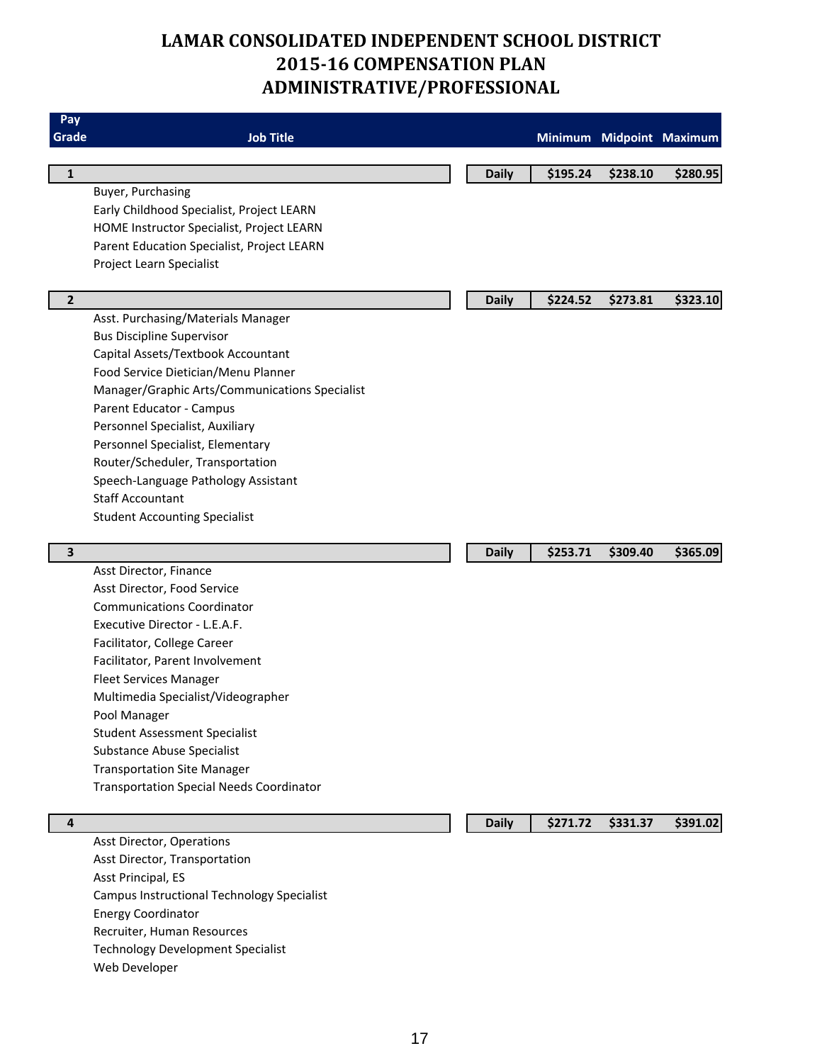# LAMAR CONSOLIDATED INDEPENDENT SCHOOL DISTRICT
# 2015-16 COMPENSATION PLAN
# ADMINISTRATIVE/PROFESSIONAL

| Pay Grade | Job Title | | Minimum | Midpoint | Maximum |
|---|---|---|---|---|---|
| **1** | | **Daily** | **$195.24** | **$238.10** | **$280.95** |
| | Buyer, Purchasing | | | | |
| | Early Childhood Specialist, Project LEARN | | | | |
| | HOME Instructor Specialist, Project LEARN | | | | |
| | Parent Education Specialist, Project LEARN | | | | |
| | Project Learn Specialist | | | | |
| **2** | | **Daily** | **$224.52** | **$273.81** | **$323.10** |
| | Asst. Purchasing/Materials Manager | | | | |
| | Bus Discipline Supervisor | | | | |
| | Capital Assets/Textbook Accountant | | | | |
| | Food Service Dietician/Menu Planner | | | | |
| | Manager/Graphic Arts/Communications Specialist | | | | |
| | Parent Educator - Campus | | | | |
| | Personnel Specialist, Auxiliary | | | | |
| | Personnel Specialist, Elementary | | | | |
| | Router/Scheduler, Transportation | | | | |
| | Speech-Language Pathology Assistant | | | | |
| | Staff Accountant | | | | |
| | Student Accounting Specialist | | | | |
| **3** | | **Daily** | **$253.71** | **$309.40** | **$365.09** |
| | Asst Director, Finance | | | | |
| | Asst Director, Food Service | | | | |
| | Communications Coordinator | | | | |
| | Executive Director - L.E.A.F. | | | | |
| | Facilitator, College Career | | | | |
| | Facilitator, Parent Involvement | | | | |
| | Fleet Services Manager | | | | |
| | Multimedia Specialist/Videographer | | | | |
| | Pool Manager | | | | |
| | Student Assessment Specialist | | | | |
| | Substance Abuse Specialist | | | | |
| | Transportation Site Manager | | | | |
| | Transportation Special Needs Coordinator | | | | |
| **4** | | **Daily** | **$271.72** | **$331.37** | **$391.02** |
| | Asst Director, Operations | | | | |
| | Asst Director, Transportation | | | | |
| | Asst Principal, ES | | | | |
| | Campus Instructional Technology Specialist | | | | |
| | Energy Coordinator | | | | |
| | Recruiter, Human Resources | | | | |
| | Technology Development Specialist | | | | |
| | Web Developer | | | | |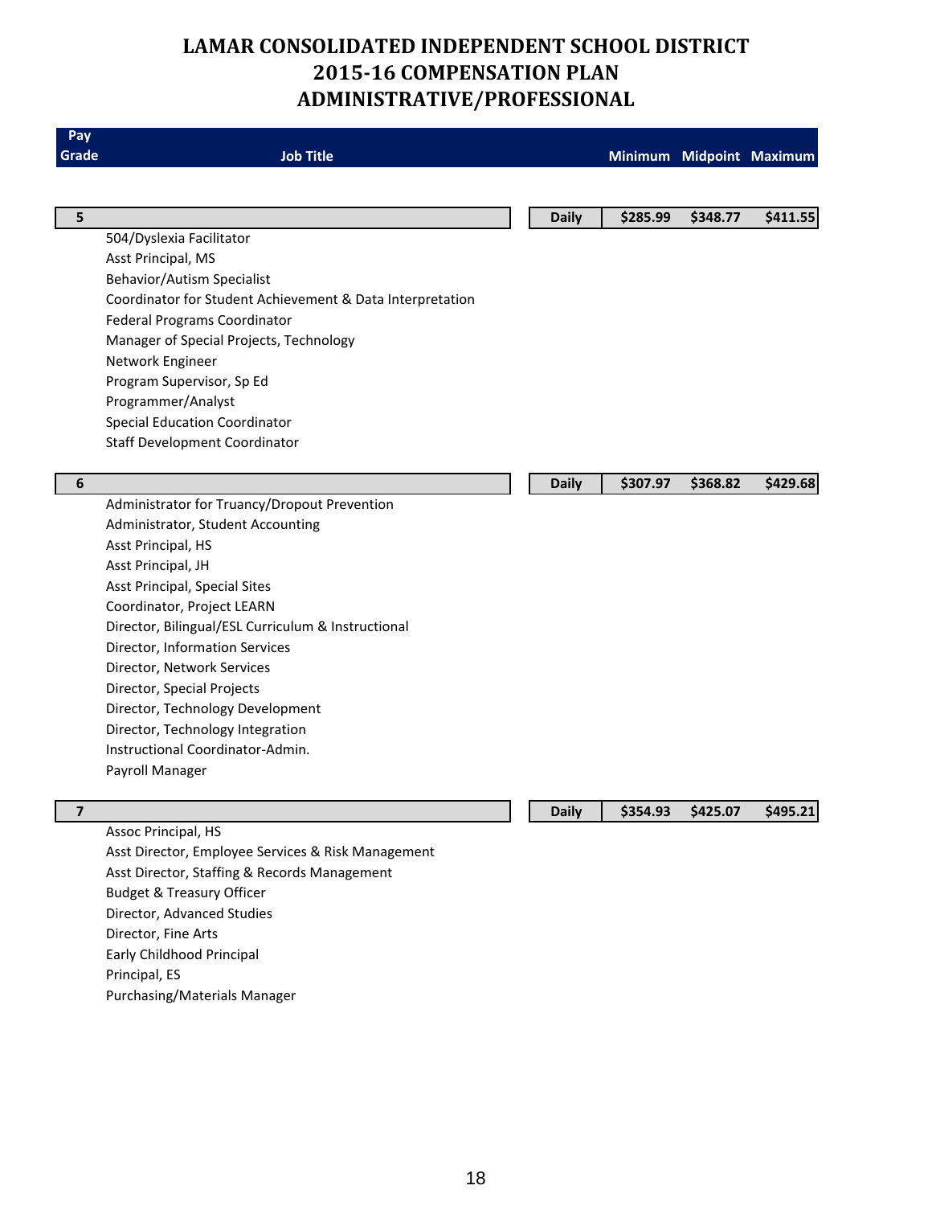# LAMAR CONSOLIDATED INDEPENDENT SCHOOL DISTRICT
# 2015-16 COMPENSATION PLAN
# ADMINISTRATIVE/PROFESSIONAL

| Pay Grade | Job Title | | Minimum | Midpoint | Maximum |
|---|---|---|---|---|---|
| **5** | | **Daily** | **$285.99** | **$348.77** | **$411.55** |
| | 504/Dyslexia Facilitator | | | | |
| | Asst Principal, MS | | | | |
| | Behavior/Autism Specialist | | | | |
| | Coordinator for Student Achievement & Data Interpretation | | | | |
| | Federal Programs Coordinator | | | | |
| | Manager of Special Projects, Technology | | | | |
| | Network Engineer | | | | |
| | Program Supervisor, Sp Ed | | | | |
| | Programmer/Analyst | | | | |
| | Special Education Coordinator | | | | |
| | Staff Development Coordinator | | | | |
| **6** | | **Daily** | **$307.97** | **$368.82** | **$429.68** |
| | Administrator for Truancy/Dropout Prevention | | | | |
| | Administrator, Student Accounting | | | | |
| | Asst Principal, HS | | | | |
| | Asst Principal, JH | | | | |
| | Asst Principal, Special Sites | | | | |
| | Coordinator, Project LEARN | | | | |
| | Director, Bilingual/ESL Curriculum & Instructional | | | | |
| | Director, Information Services | | | | |
| | Director, Network Services | | | | |
| | Director, Special Projects | | | | |
| | Director, Technology Development | | | | |
| | Director, Technology Integration | | | | |
| | Instructional Coordinator-Admin. | | | | |
| | Payroll Manager | | | | |
| **7** | | **Daily** | **$354.93** | **$425.07** | **$495.21** |
| | Assoc Principal, HS | | | | |
| | Asst Director, Employee Services & Risk Management | | | | |
| | Asst Director, Staffing & Records Management | | | | |
| | Budget & Treasury Officer | | | | |
| | Director, Advanced Studies | | | | |
| | Director, Fine Arts | | | | |
| | Early Childhood Principal | | | | |
| | Principal, ES | | | | |
| | Purchasing/Materials Manager | | | | |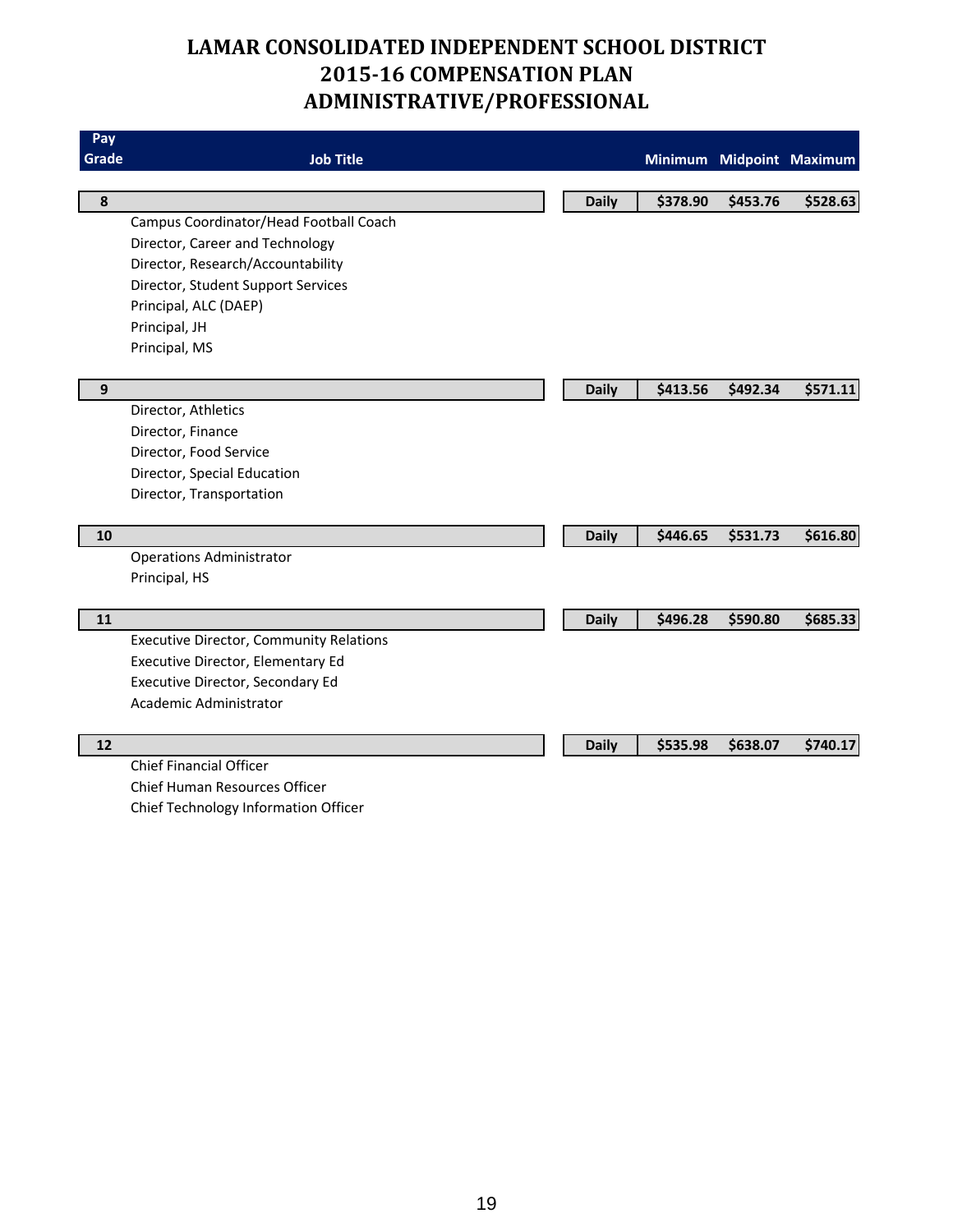# LAMAR CONSOLIDATED INDEPENDENT SCHOOL DISTRICT
# 2015-16 COMPENSATION PLAN
# ADMINISTRATIVE/PROFESSIONAL

| Pay Grade | Job Title | | Minimum | Midpoint | Maximum |
|---|---|---|---|---|---|
| **8** | | **Daily** | **$378.90** | **$453.76** | **$528.63** |
| | Campus Coordinator/Head Football Coach | | | | |
| | Director, Career and Technology | | | | |
| | Director, Research/Accountability | | | | |
| | Director, Student Support Services | | | | |
| | Principal, ALC (DAEP) | | | | |
| | Principal, JH | | | | |
| | Principal, MS | | | | |
| **9** | | **Daily** | **$413.56** | **$492.34** | **$571.11** |
| | Director, Athletics | | | | |
| | Director, Finance | | | | |
| | Director, Food Service | | | | |
| | Director, Special Education | | | | |
| | Director, Transportation | | | | |
| **10** | | **Daily** | **$446.65** | **$531.73** | **$616.80** |
| | Operations Administrator | | | | |
| | Principal, HS | | | | |
| **11** | | **Daily** | **$496.28** | **$590.80** | **$685.33** |
| | Executive Director, Community Relations | | | | |
| | Executive Director, Elementary Ed | | | | |
| | Executive Director, Secondary Ed | | | | |
| | Academic Administrator | | | | |
| **12** | | **Daily** | **$535.98** | **$638.07** | **$740.17** |
| | Chief Financial Officer | | | | |
| | Chief Human Resources Officer | | | | |
| | Chief Technology Information Officer | | | | |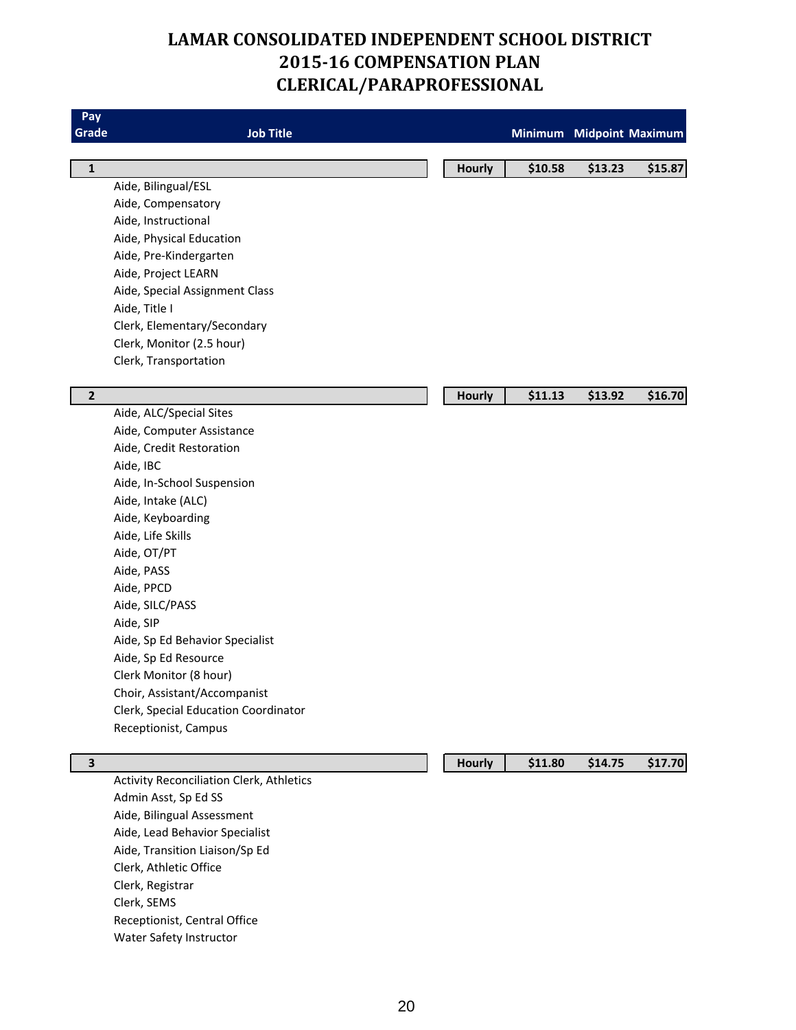# LAMAR CONSOLIDATED INDEPENDENT SCHOOL DISTRICT
# 2015-16 COMPENSATION PLAN
# CLERICAL/PARAPROFESSIONAL

| Pay Grade | Job Title | | Minimum | Midpoint | Maximum |
|---|---|---|---|---|---|
| **1** | | **Hourly** | **$10.58** | **$13.23** | **$15.87** |
| | Aide, Bilingual/ESL | | | | |
| | Aide, Compensatory | | | | |
| | Aide, Instructional | | | | |
| | Aide, Physical Education | | | | |
| | Aide, Pre-Kindergarten | | | | |
| | Aide, Project LEARN | | | | |
| | Aide, Special Assignment Class | | | | |
| | Aide, Title I | | | | |
| | Clerk, Elementary/Secondary | | | | |
| | Clerk, Monitor (2.5 hour) | | | | |
| | Clerk, Transportation | | | | |
| **2** | | **Hourly** | **$11.13** | **$13.92** | **$16.70** |
| | Aide, ALC/Special Sites | | | | |
| | Aide, Computer Assistance | | | | |
| | Aide, Credit Restoration | | | | |
| | Aide, IBC | | | | |
| | Aide, In-School Suspension | | | | |
| | Aide, Intake (ALC) | | | | |
| | Aide, Keyboarding | | | | |
| | Aide, Life Skills | | | | |
| | Aide, OT/PT | | | | |
| | Aide, PASS | | | | |
| | Aide, PPCD | | | | |
| | Aide, SILC/PASS | | | | |
| | Aide, SIP | | | | |
| | Aide, Sp Ed Behavior Specialist | | | | |
| | Aide, Sp Ed Resource | | | | |
| | Clerk Monitor (8 hour) | | | | |
| | Choir, Assistant/Accompanist | | | | |
| | Clerk, Special Education Coordinator | | | | |
| | Receptionist, Campus | | | | |
| **3** | | **Hourly** | **$11.80** | **$14.75** | **$17.70** |
| | Activity Reconciliation Clerk, Athletics | | | | |
| | Admin Asst, Sp Ed SS | | | | |
| | Aide, Bilingual Assessment | | | | |
| | Aide, Lead Behavior Specialist | | | | |
| | Aide, Transition Liaison/Sp Ed | | | | |
| | Clerk, Athletic Office | | | | |
| | Clerk, Registrar | | | | |
| | Clerk, SEMS | | | | |
| | Receptionist, Central Office | | | | |
| | Water Safety Instructor | | | | |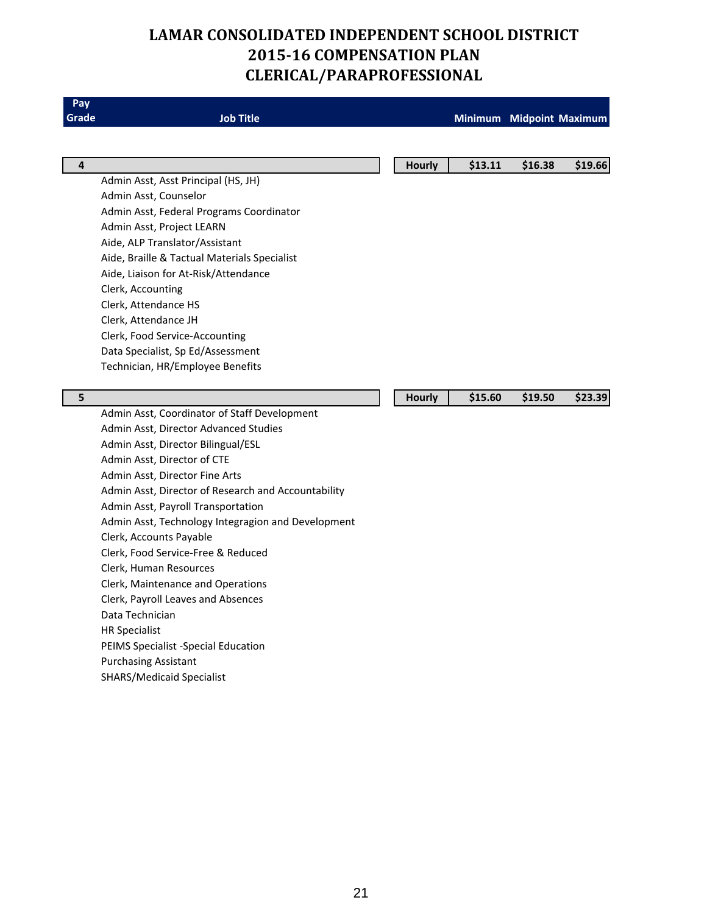# LAMAR CONSOLIDATED INDEPENDENT SCHOOL DISTRICT
# 2015-16 COMPENSATION PLAN
# CLERICAL/PARAPROFESSIONAL

| Pay Grade | Job Title | | Minimum | Midpoint | Maximum |
|---|---|---|---|---|---|
| **4** | | **Hourly** | **$13.11** | **$16.38** | **$19.66** |
| | Admin Asst, Asst Principal (HS, JH) | | | | |
| | Admin Asst, Counselor | | | | |
| | Admin Asst, Federal Programs Coordinator | | | | |
| | Admin Asst, Project LEARN | | | | |
| | Aide, ALP Translator/Assistant | | | | |
| | Aide, Braille & Tactual Materials Specialist | | | | |
| | Aide, Liaison for At-Risk/Attendance | | | | |
| | Clerk, Accounting | | | | |
| | Clerk, Attendance HS | | | | |
| | Clerk, Attendance JH | | | | |
| | Clerk, Food Service-Accounting | | | | |
| | Data Specialist, Sp Ed/Assessment | | | | |
| | Technician, HR/Employee Benefits | | | | |
| **5** | | **Hourly** | **$15.60** | **$19.50** | **$23.39** |
| | Admin Asst, Coordinator of Staff Development | | | | |
| | Admin Asst, Director Advanced Studies | | | | |
| | Admin Asst, Director Bilingual/ESL | | | | |
| | Admin Asst, Director of CTE | | | | |
| | Admin Asst, Director Fine Arts | | | | |
| | Admin Asst, Director of Research and Accountability | | | | |
| | Admin Asst, Payroll Transportation | | | | |
| | Admin Asst, Technology Integragion and Development | | | | |
| | Clerk, Accounts Payable | | | | |
| | Clerk, Food Service-Free & Reduced | | | | |
| | Clerk, Human Resources | | | | |
| | Clerk, Maintenance and Operations | | | | |
| | Clerk, Payroll Leaves and Absences | | | | |
| | Data Technician | | | | |
| | HR Specialist | | | | |
| | PEIMS Specialist -Special Education | | | | |
| | Purchasing Assistant | | | | |
| | SHARS/Medicaid Specialist | | | | |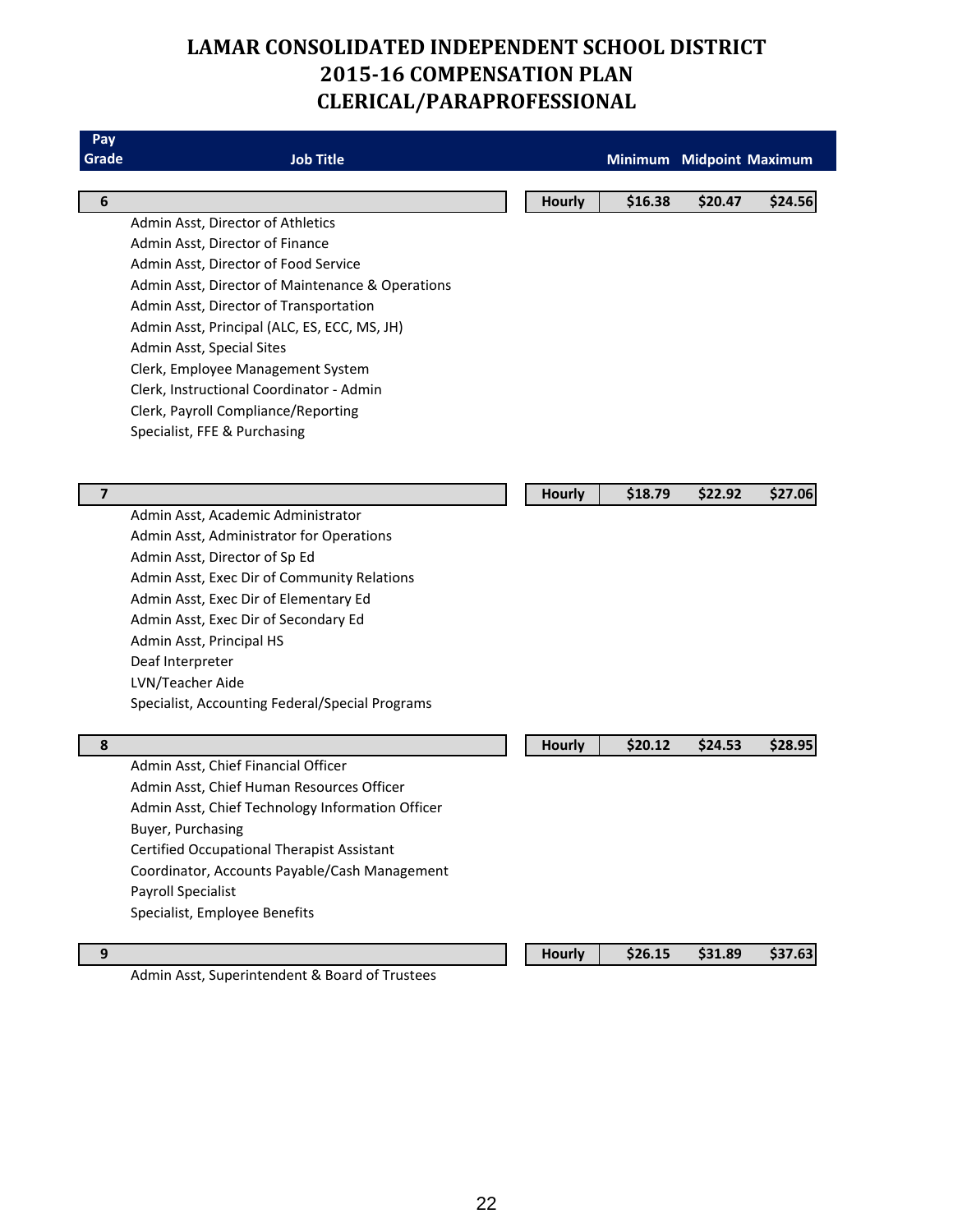# LAMAR CONSOLIDATED INDEPENDENT SCHOOL DISTRICT
# 2015-16 COMPENSATION PLAN
# CLERICAL/PARAPROFESSIONAL

| Pay Grade | Job Title | | Minimum | Midpoint | Maximum |
|---|---|---|---|---|---|
| **6** | | **Hourly** | **$16.38** | **$20.47** | **$24.56** |
| | Admin Asst, Director of Athletics | | | | |
| | Admin Asst, Director of Finance | | | | |
| | Admin Asst, Director of Food Service | | | | |
| | Admin Asst, Director of Maintenance & Operations | | | | |
| | Admin Asst, Director of Transportation | | | | |
| | Admin Asst, Principal (ALC, ES, ECC, MS, JH) | | | | |
| | Admin Asst, Special Sites | | | | |
| | Clerk, Employee Management System | | | | |
| | Clerk, Instructional Coordinator - Admin | | | | |
| | Clerk, Payroll Compliance/Reporting | | | | |
| | Specialist, FFE & Purchasing | | | | |
| **7** | | **Hourly** | **$18.79** | **$22.92** | **$27.06** |
| | Admin Asst, Academic Administrator | | | | |
| | Admin Asst, Administrator for Operations | | | | |
| | Admin Asst, Director of Sp Ed | | | | |
| | Admin Asst, Exec Dir of Community Relations | | | | |
| | Admin Asst, Exec Dir of Elementary Ed | | | | |
| | Admin Asst, Exec Dir of Secondary Ed | | | | |
| | Admin Asst, Principal HS | | | | |
| | Deaf Interpreter | | | | |
| | LVN/Teacher Aide | | | | |
| | Specialist, Accounting Federal/Special Programs | | | | |
| **8** | | **Hourly** | **$20.12** | **$24.53** | **$28.95** |
| | Admin Asst, Chief Financial Officer | | | | |
| | Admin Asst, Chief Human Resources Officer | | | | |
| | Admin Asst, Chief Technology Information Officer | | | | |
| | Buyer, Purchasing | | | | |
| | Certified Occupational Therapist Assistant | | | | |
| | Coordinator, Accounts Payable/Cash Management | | | | |
| | Payroll Specialist | | | | |
| | Specialist, Employee Benefits | | | | |
| **9** | | **Hourly** | **$26.15** | **$31.89** | **$37.63** |
| | Admin Asst, Superintendent & Board of Trustees | | | | |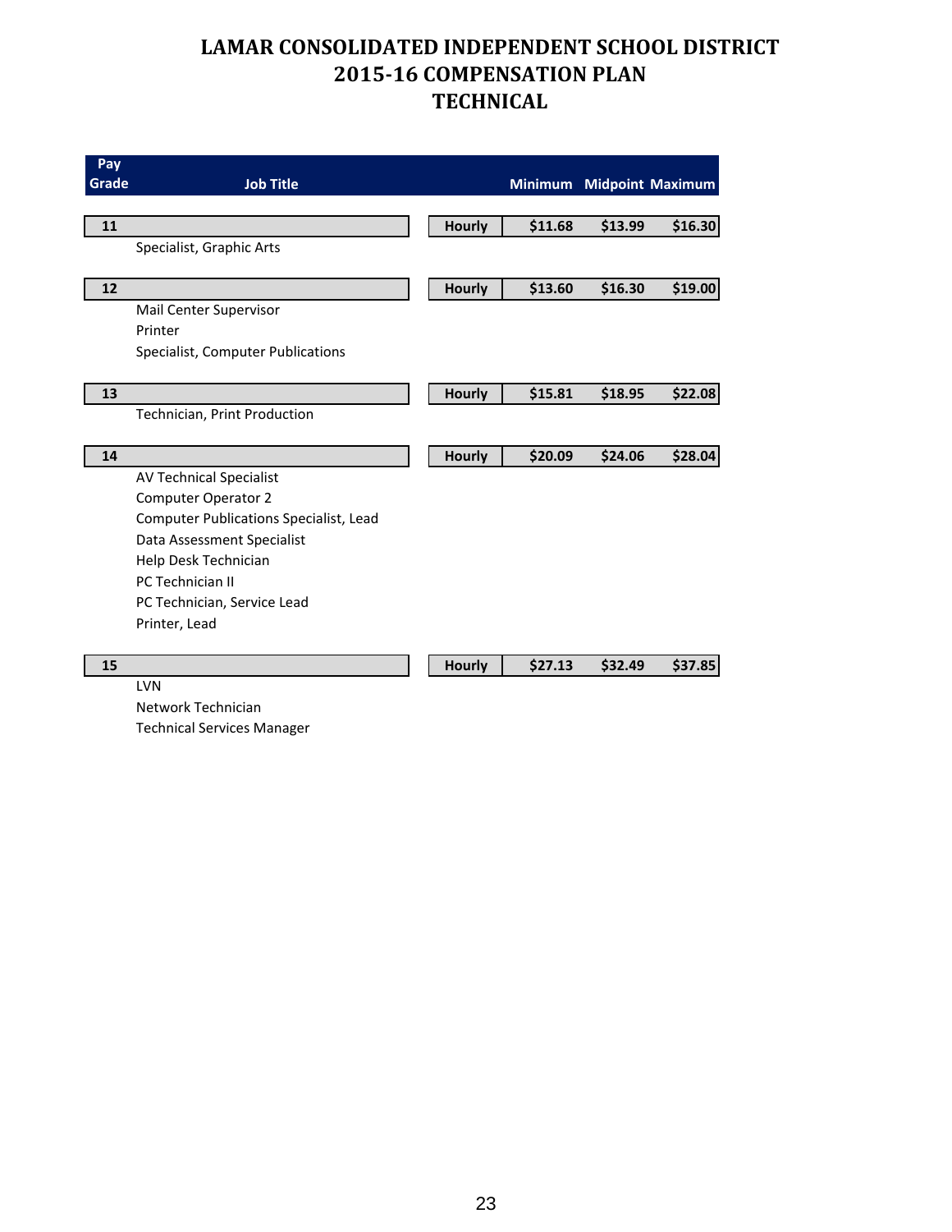# LAMAR CONSOLIDATED INDEPENDENT SCHOOL DISTRICT
# 2015-16 COMPENSATION PLAN
# TECHNICAL

| Pay Grade | Job Title | | Minimum | Midpoint | Maximum |
|---|---|---|---|---|---|
| **11** | | **Hourly** | **$11.68** | **$13.99** | **$16.30** |
| | Specialist, Graphic Arts | | | | |
| **12** | | **Hourly** | **$13.60** | **$16.30** | **$19.00** |
| | Mail Center Supervisor | | | | |
| | Printer | | | | |
| | Specialist, Computer Publications | | | | |
| **13** | | **Hourly** | **$15.81** | **$18.95** | **$22.08** |
| | Technician, Print Production | | | | |
| **14** | | **Hourly** | **$20.09** | **$24.06** | **$28.04** |
| | AV Technical Specialist | | | | |
| | Computer Operator 2 | | | | |
| | Computer Publications Specialist, Lead | | | | |
| | Data Assessment Specialist | | | | |
| | Help Desk Technician | | | | |
| | PC Technician II | | | | |
| | PC Technician, Service Lead | | | | |
| | Printer, Lead | | | | |
| **15** | | **Hourly** | **$27.13** | **$32.49** | **$37.85** |
| | LVN | | | | |
| | Network Technician | | | | |
| | Technical Services Manager | | | | |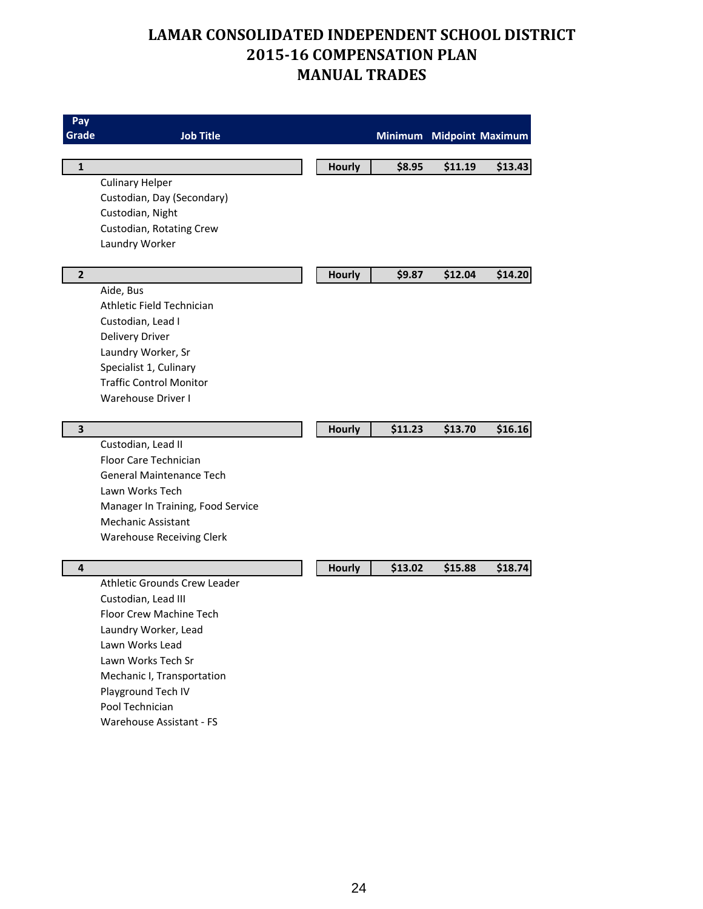# LAMAR CONSOLIDATED INDEPENDENT SCHOOL DISTRICT
# 2015-16 COMPENSATION PLAN
# MANUAL TRADES

| Pay Grade | Job Title | | Minimum | Midpoint | Maximum |
|---|---|---|---|---|---|
| **1** | | **Hourly** | **$8.95** | **$11.19** | **$13.43** |
| | Culinary Helper | | | | |
| | Custodian, Day (Secondary) | | | | |
| | Custodian, Night | | | | |
| | Custodian, Rotating Crew | | | | |
| | Laundry Worker | | | | |
| **2** | | **Hourly** | **$9.87** | **$12.04** | **$14.20** |
| | Aide, Bus | | | | |
| | Athletic Field Technician | | | | |
| | Custodian, Lead I | | | | |
| | Delivery Driver | | | | |
| | Laundry Worker, Sr | | | | |
| | Specialist 1, Culinary | | | | |
| | Traffic Control Monitor | | | | |
| | Warehouse Driver I | | | | |
| **3** | | **Hourly** | **$11.23** | **$13.70** | **$16.16** |
| | Custodian, Lead II | | | | |
| | Floor Care Technician | | | | |
| | General Maintenance Tech | | | | |
| | Lawn Works Tech | | | | |
| | Manager In Training, Food Service | | | | |
| | Mechanic Assistant | | | | |
| | Warehouse Receiving Clerk | | | | |
| **4** | | **Hourly** | **$13.02** | **$15.88** | **$18.74** |
| | Athletic Grounds Crew Leader | | | | |
| | Custodian, Lead III | | | | |
| | Floor Crew Machine Tech | | | | |
| | Laundry Worker, Lead | | | | |
| | Lawn Works Lead | | | | |
| | Lawn Works Tech Sr | | | | |
| | Mechanic I, Transportation | | | | |
| | Playground Tech IV | | | | |
| | Pool Technician | | | | |
| | Warehouse Assistant - FS | | | | |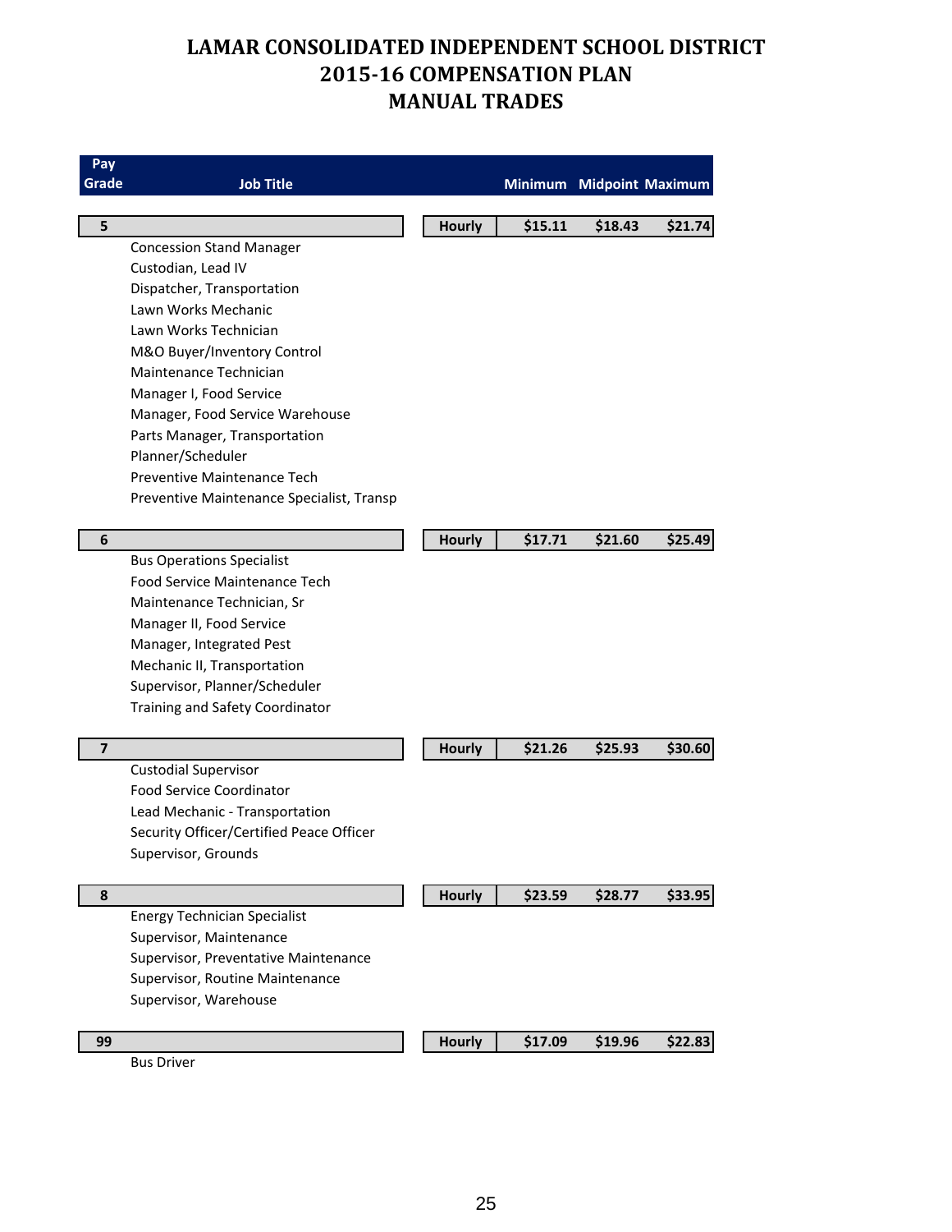# LAMAR CONSOLIDATED INDEPENDENT SCHOOL DISTRICT
# 2015-16 COMPENSATION PLAN
# MANUAL TRADES

| Pay Grade | Job Title | | Minimum | Midpoint | Maximum |
|---|---|---|---|---|---|
| **5** | | **Hourly** | **$15.11** | **$18.43** | **$21.74** |
| | Concession Stand Manager | | | | |
| | Custodian, Lead IV | | | | |
| | Dispatcher, Transportation | | | | |
| | Lawn Works Mechanic | | | | |
| | Lawn Works Technician | | | | |
| | M&O Buyer/Inventory Control | | | | |
| | Maintenance Technician | | | | |
| | Manager I, Food Service | | | | |
| | Manager, Food Service Warehouse | | | | |
| | Parts Manager, Transportation | | | | |
| | Planner/Scheduler | | | | |
| | Preventive Maintenance Tech | | | | |
| | Preventive Maintenance Specialist, Transp | | | | |
| **6** | | **Hourly** | **$17.71** | **$21.60** | **$25.49** |
| | Bus Operations Specialist | | | | |
| | Food Service Maintenance Tech | | | | |
| | Maintenance Technician, Sr | | | | |
| | Manager II, Food Service | | | | |
| | Manager, Integrated Pest | | | | |
| | Mechanic II, Transportation | | | | |
| | Supervisor, Planner/Scheduler | | | | |
| | Training and Safety Coordinator | | | | |
| **7** | | **Hourly** | **$21.26** | **$25.93** | **$30.60** |
| | Custodial Supervisor | | | | |
| | Food Service Coordinator | | | | |
| | Lead Mechanic - Transportation | | | | |
| | Security Officer/Certified Peace Officer | | | | |
| | Supervisor, Grounds | | | | |
| **8** | | **Hourly** | **$23.59** | **$28.77** | **$33.95** |
| | Energy Technician Specialist | | | | |
| | Supervisor, Maintenance | | | | |
| | Supervisor, Preventative Maintenance | | | | |
| | Supervisor, Routine Maintenance | | | | |
| | Supervisor, Warehouse | | | | |
| **99** | | **Hourly** | **$17.09** | **$19.96** | **$22.83** |
| | Bus Driver | | | | |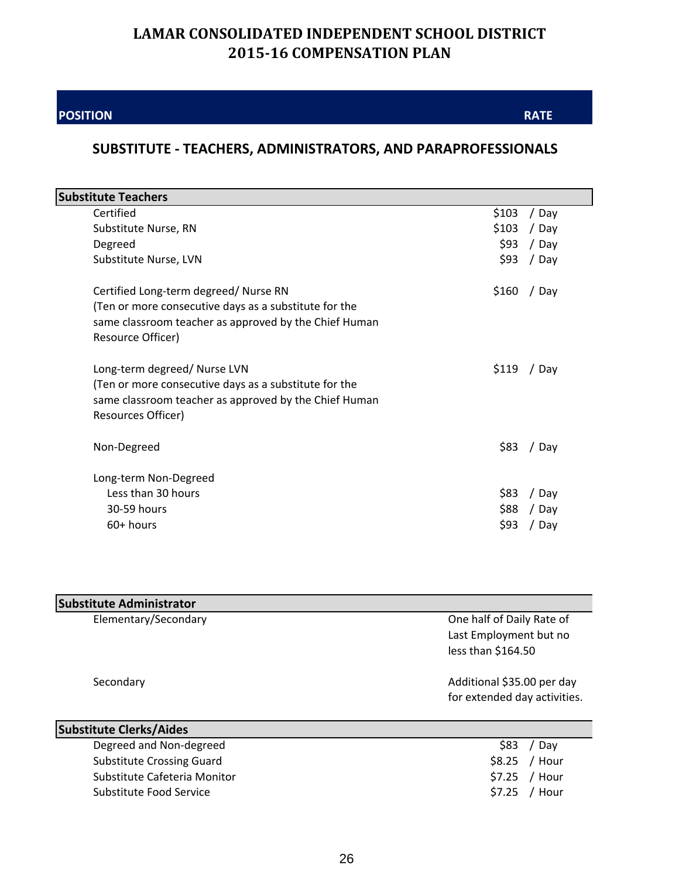# LAMAR CONSOLIDATED INDEPENDENT SCHOOL DISTRICT
# 2015-16 COMPENSATION PLAN

| POSITION | RATE |
|---|---|

## SUBSTITUTE - TEACHERS, ADMINISTRATORS, AND PARAPROFESSIONALS

| Substitute Teachers | |
|---|---|
| Certified | $103 / Day |
| Substitute Nurse, RN | $103 / Day |
| Degreed | $93 / Day |
| Substitute Nurse, LVN | $93 / Day |
| Certified Long-term degreed/ Nurse RN (Ten or more consecutive days as a substitute for the same classroom teacher as approved by the Chief Human Resource Officer) | $160 / Day |
| Long-term degreed/ Nurse LVN (Ten or more consecutive days as a substitute for the same classroom teacher as approved by the Chief Human Resources Officer) | $119 / Day |
| Non-Degreed | $83 / Day |
| Long-term Non-Degreed | |
| Less than 30 hours | $83 / Day |
| 30-59 hours | $88 / Day |
| 60+ hours | $93 / Day |

| Substitute Administrator | |
|---|---|
| Elementary/Secondary | One half of Daily Rate of Last Employment but no less than $164.50 |
| Secondary | Additional $35.00 per day for extended day activities. |

| Substitute Clerks/Aides | |
|---|---|
| Degreed and Non-degreed | $83 / Day |
| Substitute Crossing Guard | $8.25 / Hour |
| Substitute Cafeteria Monitor | $7.25 / Hour |
| Substitute Food Service | $7.25 / Hour |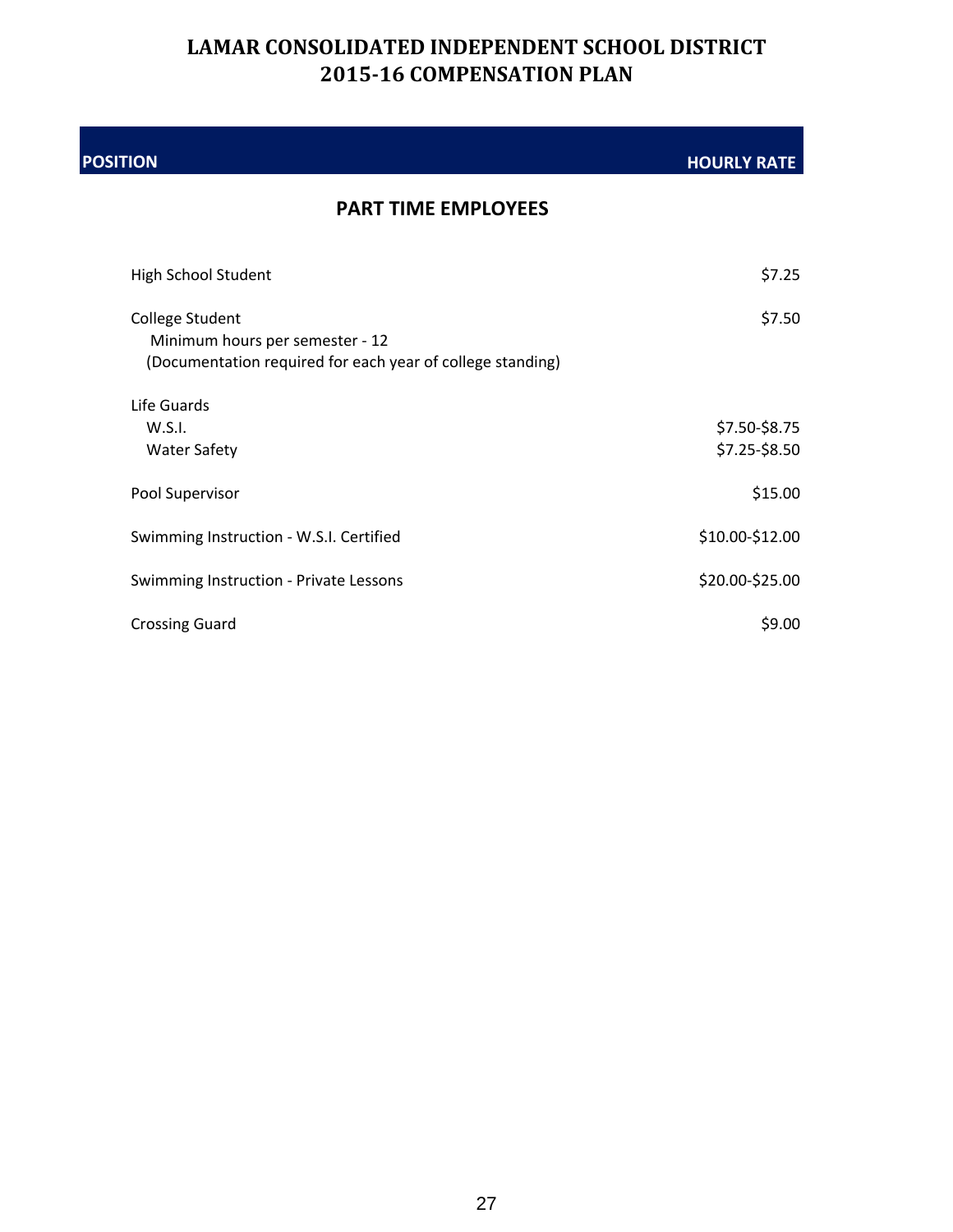# LAMAR CONSOLIDATED INDEPENDENT SCHOOL DISTRICT
# 2015-16 COMPENSATION PLAN

| POSITION | HOURLY RATE |
|---|---|
| **PART TIME EMPLOYEES** | |
| High School Student | $7.25 |
| College Student<br>Minimum hours per semester - 12<br>(Documentation required for each year of college standing) | $7.50 |
| Life Guards | |
| W.S.I. | $7.50-$8.75 |
| Water Safety | $7.25-$8.50 |
| Pool Supervisor | $15.00 |
| Swimming Instruction - W.S.I. Certified | $10.00-$12.00 |
| Swimming Instruction - Private Lessons | $20.00-$25.00 |
| Crossing Guard | $9.00 |